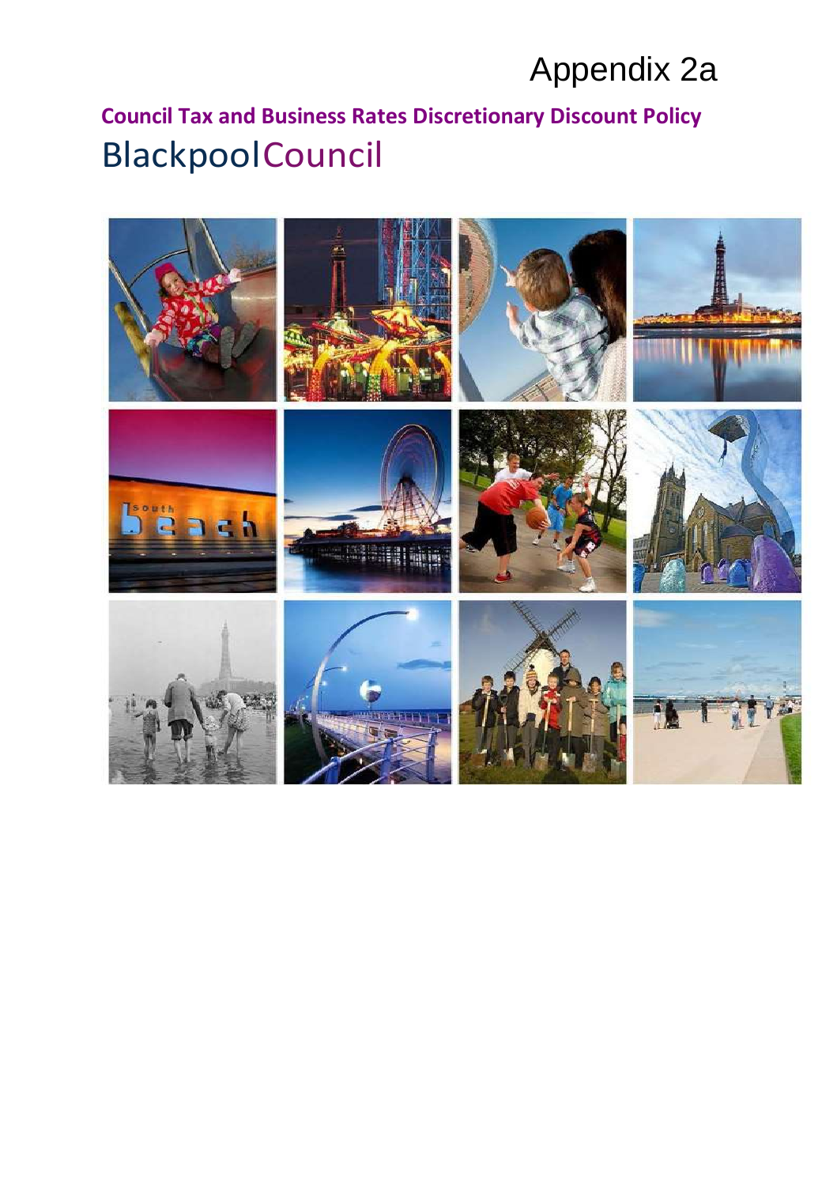Appendix 2a

# Council Tax and Business Rates Discretionary Discount Policy

BlackpoolCouncil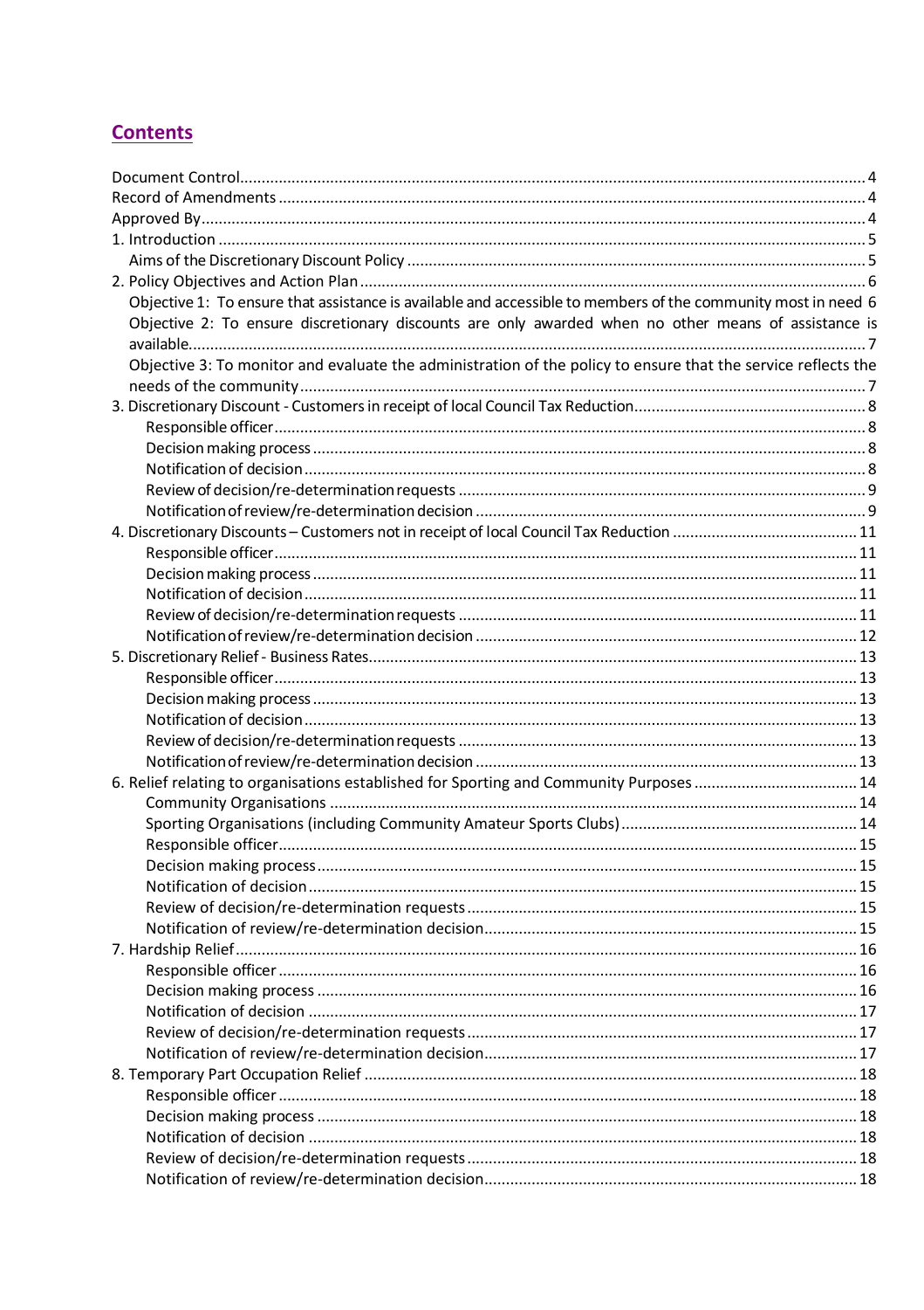## Contents

- Document Control ..... 4
- Record of Amendments ..... 4
- Approved By ..... 4
- 1. Introduction ..... 5
  - Aims of the Discretionary Discount Policy ..... 5
- 2. Policy Objectives and Action Plan ..... 6
  - Objective 1: To ensure that assistance is available and accessible to members of the community most in need ..... 6
  - Objective 2: To ensure discretionary discounts are only awarded when no other means of assistance is available ..... 7
  - Objective 3: To monitor and evaluate the administration of the policy to ensure that the service reflects the needs of the community ..... 7
- 3. Discretionary Discount - Customers in receipt of local Council Tax Reduction ..... 8
  - Responsible officer ..... 8
  - Decision making process ..... 8
  - Notification of decision ..... 8
  - Review of decision/re-determination requests ..... 9
  - Notification of review/re-determination decision ..... 9
- 4. Discretionary Discounts – Customers not in receipt of local Council Tax Reduction ..... 11
  - Responsible officer ..... 11
  - Decision making process ..... 11
  - Notification of decision ..... 11
  - Review of decision/re-determination requests ..... 11
  - Notification of review/re-determination decision ..... 12
- 5. Discretionary Relief - Business Rates ..... 13
  - Responsible officer ..... 13
  - Decision making process ..... 13
  - Notification of decision ..... 13
  - Review of decision/re-determination requests ..... 13
  - Notification of review/re-determination decision ..... 13
- 6. Relief relating to organisations established for Sporting and Community Purposes ..... 14
  - Community Organisations ..... 14
  - Sporting Organisations (including Community Amateur Sports Clubs) ..... 14
  - Responsible officer ..... 15
  - Decision making process ..... 15
  - Notification of decision ..... 15
  - Review of decision/re-determination requests ..... 15
  - Notification of review/re-determination decision ..... 15
- 7. Hardship Relief ..... 16
  - Responsible officer ..... 16
  - Decision making process ..... 16
  - Notification of decision ..... 17
  - Review of decision/re-determination requests ..... 17
  - Notification of review/re-determination decision ..... 17
- 8. Temporary Part Occupation Relief ..... 18
  - Responsible officer ..... 18
  - Decision making process ..... 18
  - Notification of decision ..... 18
  - Review of decision/re-determination requests ..... 18
  - Notification of review/re-determination decision ..... 18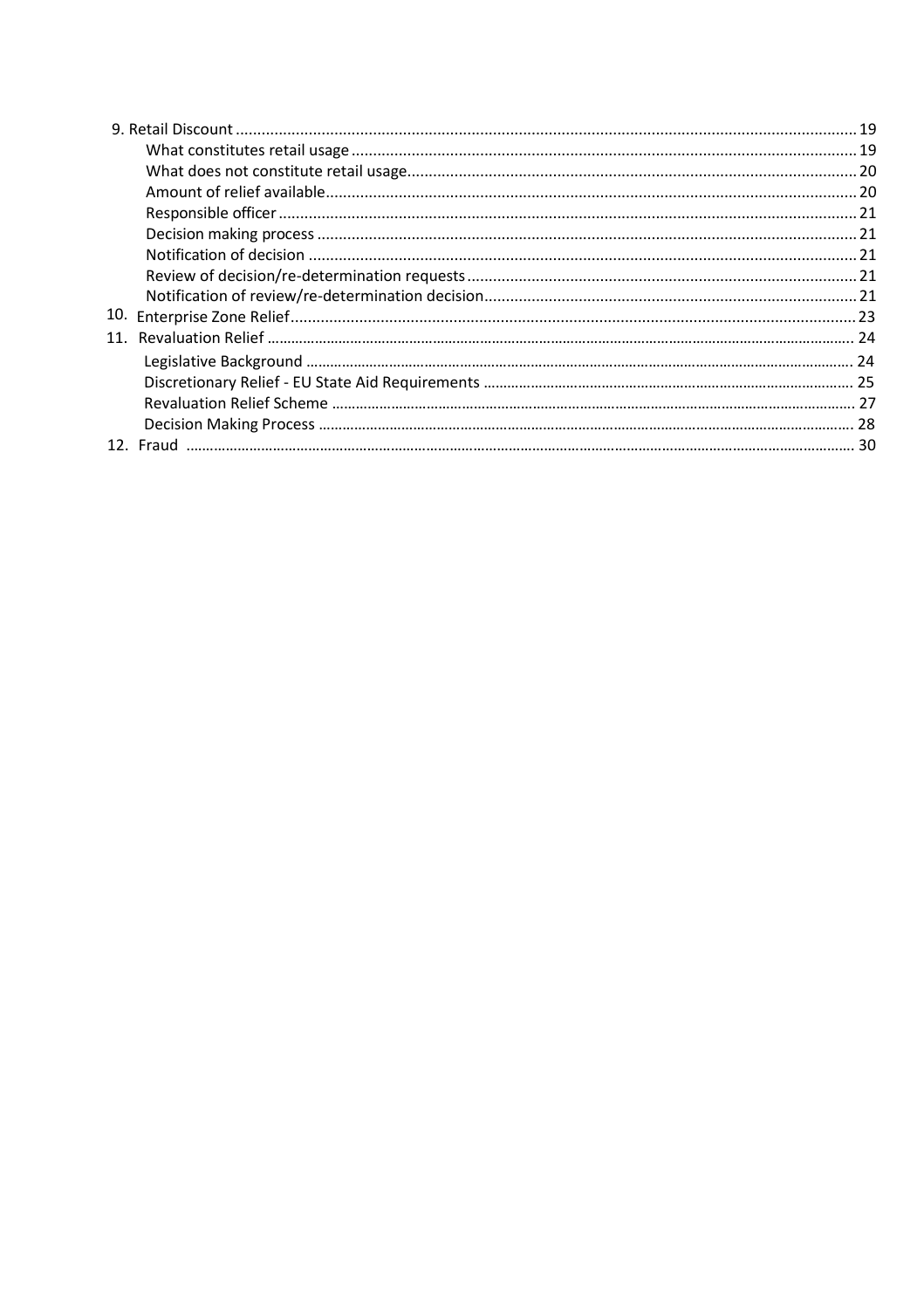9. Retail Discount ........ 19
   - What constitutes retail usage ........ 19
   - What does not constitute retail usage ........ 20
   - Amount of relief available ........ 20
   - Responsible officer ........ 21
   - Decision making process ........ 21
   - Notification of decision ........ 21
   - Review of decision/re-determination requests ........ 21
   - Notification of review/re-determination decision ........ 21

10. Enterprise Zone Relief ........ 23

11. Revaluation Relief ........ 24
   - Legislative Background ........ 24
   - Discretionary Relief - EU State Aid Requirements ........ 25
   - Revaluation Relief Scheme ........ 27
   - Decision Making Process ........ 28

12. Fraud ........ 30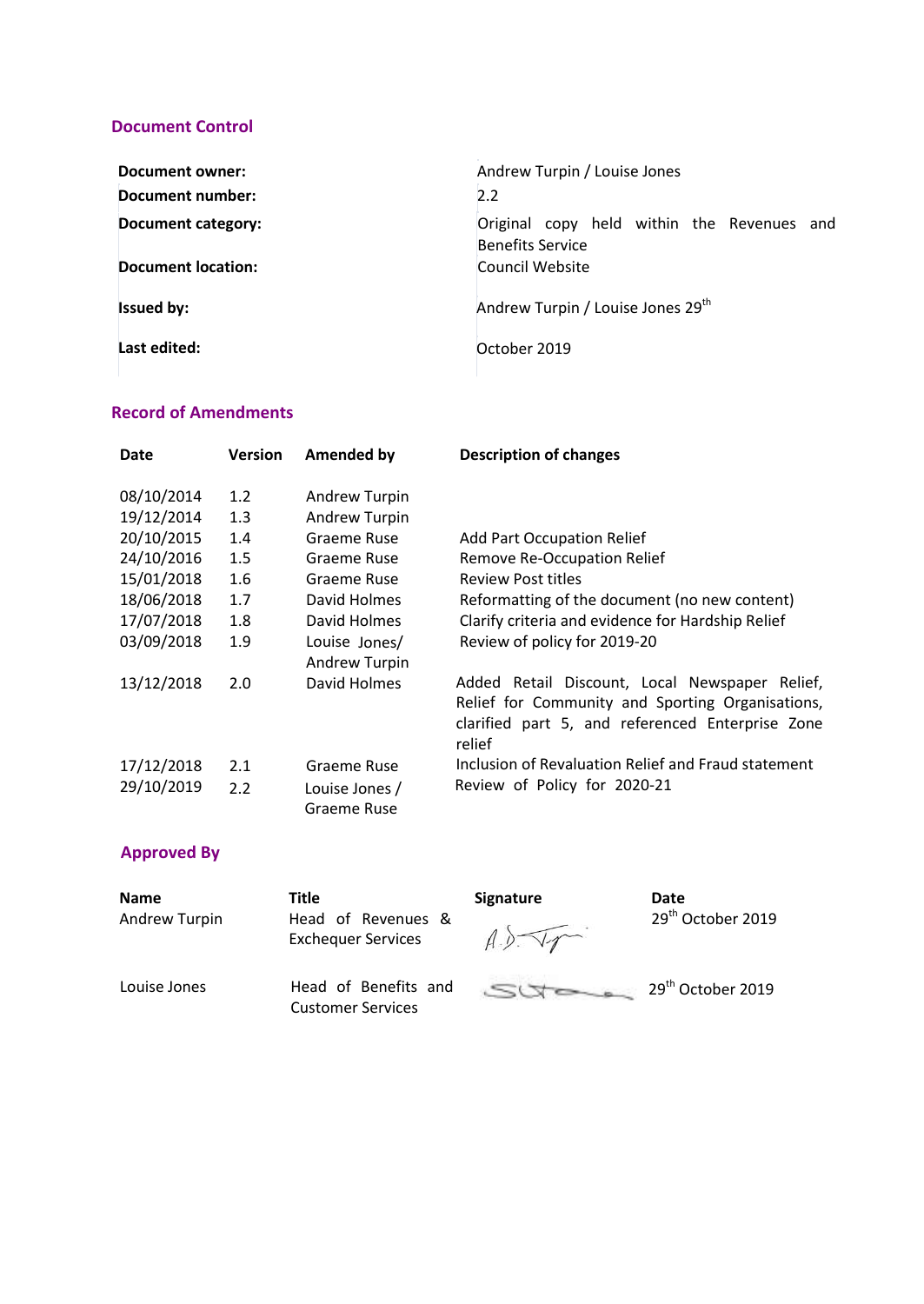## Document Control

| | |
|---|---|
| **Document owner:** | Andrew Turpin / Louise Jones |
| **Document number:** | 2.2 |
| **Document category:** | Original copy held within the Revenues and Benefits Service |
| **Document location:** | Council Website |
| **Issued by:** | Andrew Turpin / Louise Jones 29th |
| **Last edited:** | October 2019 |

## Record of Amendments

| Date | Version | Amended by | Description of changes |
|---|---|---|---|
| 08/10/2014 | 1.2 | Andrew Turpin | |
| 19/12/2014 | 1.3 | Andrew Turpin | |
| 20/10/2015 | 1.4 | Graeme Ruse | Add Part Occupation Relief |
| 24/10/2016 | 1.5 | Graeme Ruse | Remove Re-Occupation Relief |
| 15/01/2018 | 1.6 | Graeme Ruse | Review Post titles |
| 18/06/2018 | 1.7 | David Holmes | Reformatting of the document (no new content) |
| 17/07/2018 | 1.8 | David Holmes | Clarify criteria and evidence for Hardship Relief |
| 03/09/2018 | 1.9 | Louise Jones/ Andrew Turpin | Review of policy for 2019-20 |
| 13/12/2018 | 2.0 | David Holmes | Added Retail Discount, Local Newspaper Relief, Relief for Community and Sporting Organisations, clarified part 5, and referenced Enterprise Zone relief |
| 17/12/2018 | 2.1 | Graeme Ruse | Inclusion of Revaluation Relief and Fraud statement |
| 29/10/2019 | 2.2 | Louise Jones / Graeme Ruse | Review of Policy for 2020-21 |

## Approved By

| Name | Title | Signature | Date |
|---|---|---|---|
| Andrew Turpin | Head of Revenues & Exchequer Services | A.D. Turpin | 29th October 2019 |
| Louise Jones | Head of Benefits and Customer Services | [signature] | 29th October 2019 |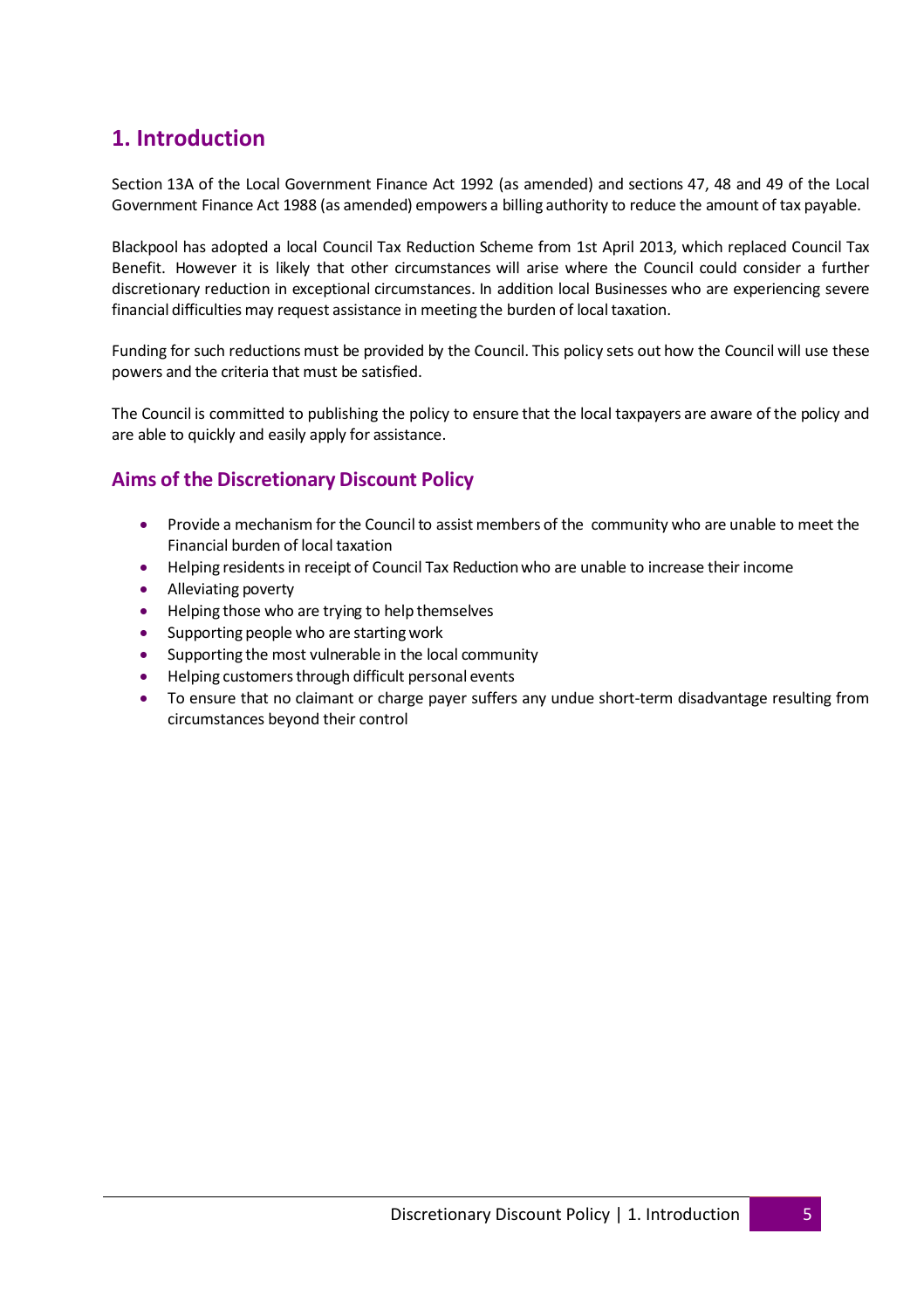# 1. Introduction

Section 13A of the Local Government Finance Act 1992 (as amended) and sections 47, 48 and 49 of the Local Government Finance Act 1988 (as amended) empowers a billing authority to reduce the amount of tax payable.

Blackpool has adopted a local Council Tax Reduction Scheme from 1st April 2013, which replaced Council Tax Benefit. However it is likely that other circumstances will arise where the Council could consider a further discretionary reduction in exceptional circumstances. In addition local Businesses who are experiencing severe financial difficulties may request assistance in meeting the burden of local taxation.

Funding for such reductions must be provided by the Council. This policy sets out how the Council will use these powers and the criteria that must be satisfied.

The Council is committed to publishing the policy to ensure that the local taxpayers are aware of the policy and are able to quickly and easily apply for assistance.

## Aims of the Discretionary Discount Policy

- Provide a mechanism for the Council to assist members of the community who are unable to meet the Financial burden of local taxation
- Helping residents in receipt of Council Tax Reduction who are unable to increase their income
- Alleviating poverty
- Helping those who are trying to help themselves
- Supporting people who are starting work
- Supporting the most vulnerable in the local community
- Helping customers through difficult personal events
- To ensure that no claimant or charge payer suffers any undue short-term disadvantage resulting from circumstances beyond their control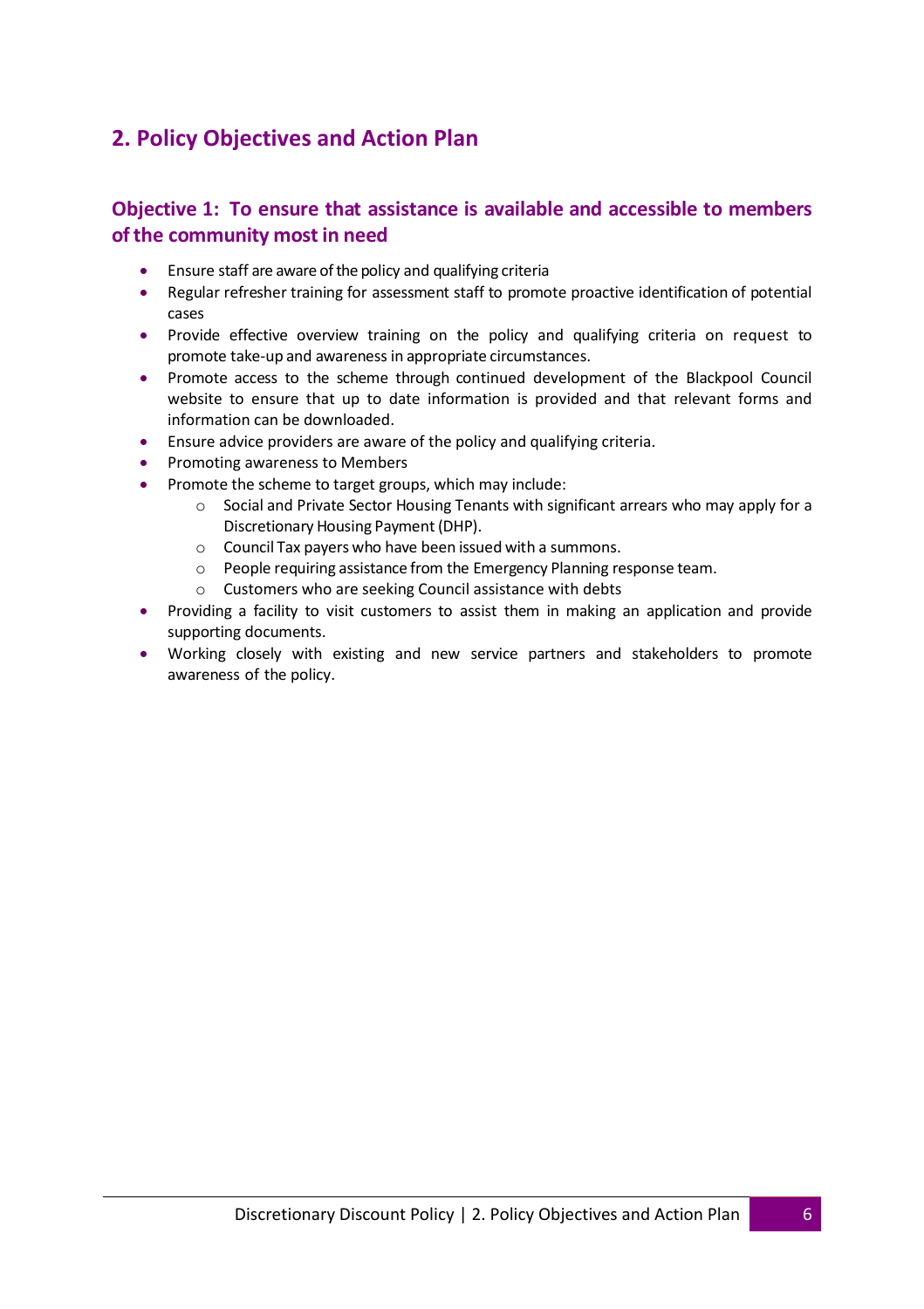## 2. Policy Objectives and Action Plan

### Objective 1: To ensure that assistance is available and accessible to members of the community most in need

- Ensure staff are aware of the policy and qualifying criteria
- Regular refresher training for assessment staff to promote proactive identification of potential cases
- Provide effective overview training on the policy and qualifying criteria on request to promote take-up and awareness in appropriate circumstances.
- Promote access to the scheme through continued development of the Blackpool Council website to ensure that up to date information is provided and that relevant forms and information can be downloaded.
- Ensure advice providers are aware of the policy and qualifying criteria.
- Promoting awareness to Members
- Promote the scheme to target groups, which may include:
  - Social and Private Sector Housing Tenants with significant arrears who may apply for a Discretionary Housing Payment (DHP).
  - Council Tax payers who have been issued with a summons.
  - People requiring assistance from the Emergency Planning response team.
  - Customers who are seeking Council assistance with debts
- Providing a facility to visit customers to assist them in making an application and provide supporting documents.
- Working closely with existing and new service partners and stakeholders to promote awareness of the policy.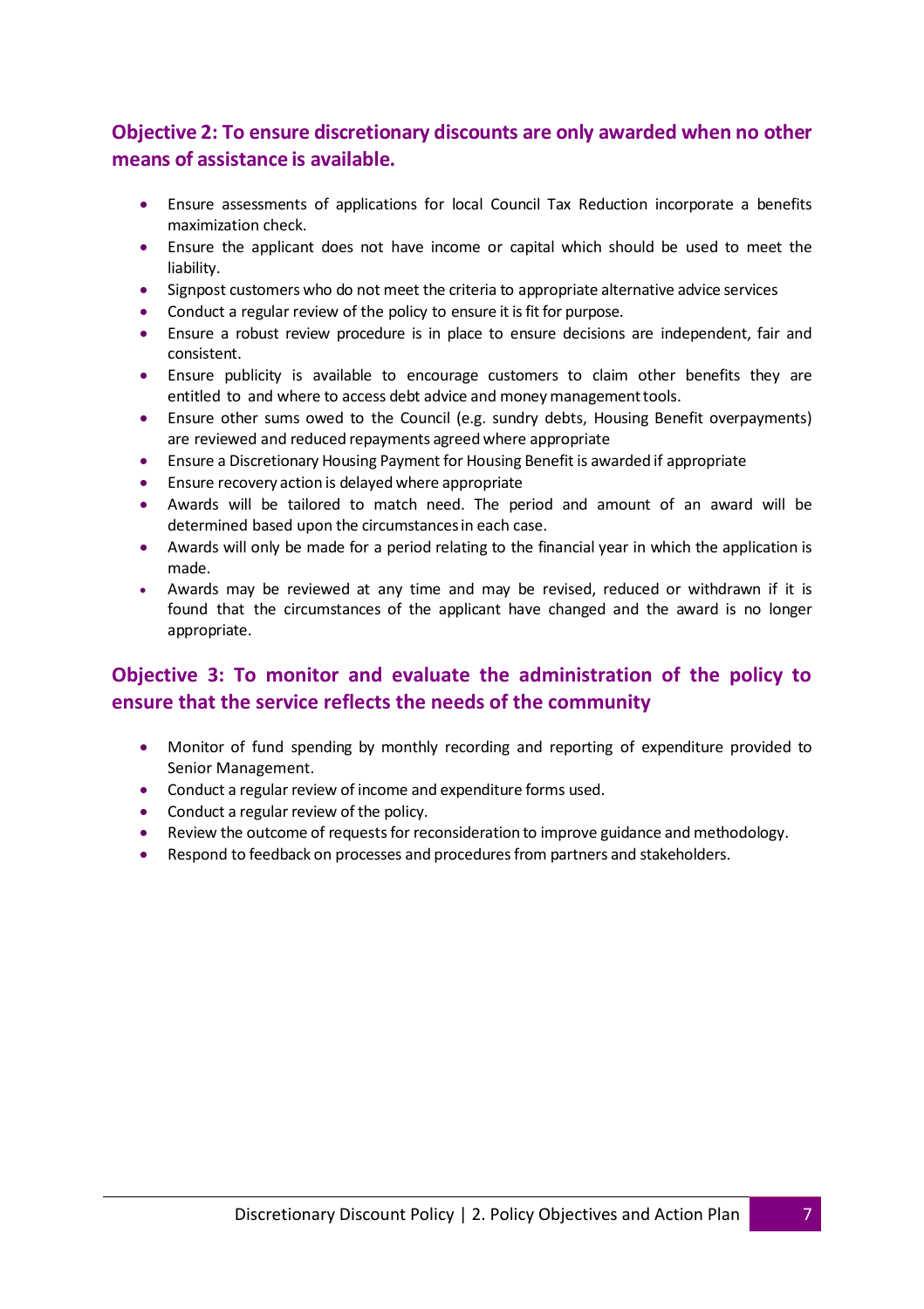## Objective 2: To ensure discretionary discounts are only awarded when no other means of assistance is available.

- Ensure assessments of applications for local Council Tax Reduction incorporate a benefits maximization check.
- Ensure the applicant does not have income or capital which should be used to meet the liability.
- Signpost customers who do not meet the criteria to appropriate alternative advice services
- Conduct a regular review of the policy to ensure it is fit for purpose.
- Ensure a robust review procedure is in place to ensure decisions are independent, fair and consistent.
- Ensure publicity is available to encourage customers to claim other benefits they are entitled to and where to access debt advice and money management tools.
- Ensure other sums owed to the Council (e.g. sundry debts, Housing Benefit overpayments) are reviewed and reduced repayments agreed where appropriate
- Ensure a Discretionary Housing Payment for Housing Benefit is awarded if appropriate
- Ensure recovery action is delayed where appropriate
- Awards will be tailored to match need. The period and amount of an award will be determined based upon the circumstances in each case.
- Awards will only be made for a period relating to the financial year in which the application is made.
- Awards may be reviewed at any time and may be revised, reduced or withdrawn if it is found that the circumstances of the applicant have changed and the award is no longer appropriate.

## Objective 3: To monitor and evaluate the administration of the policy to ensure that the service reflects the needs of the community

- Monitor of fund spending by monthly recording and reporting of expenditure provided to Senior Management.
- Conduct a regular review of income and expenditure forms used.
- Conduct a regular review of the policy.
- Review the outcome of requests for reconsideration to improve guidance and methodology.
- Respond to feedback on processes and procedures from partners and stakeholders.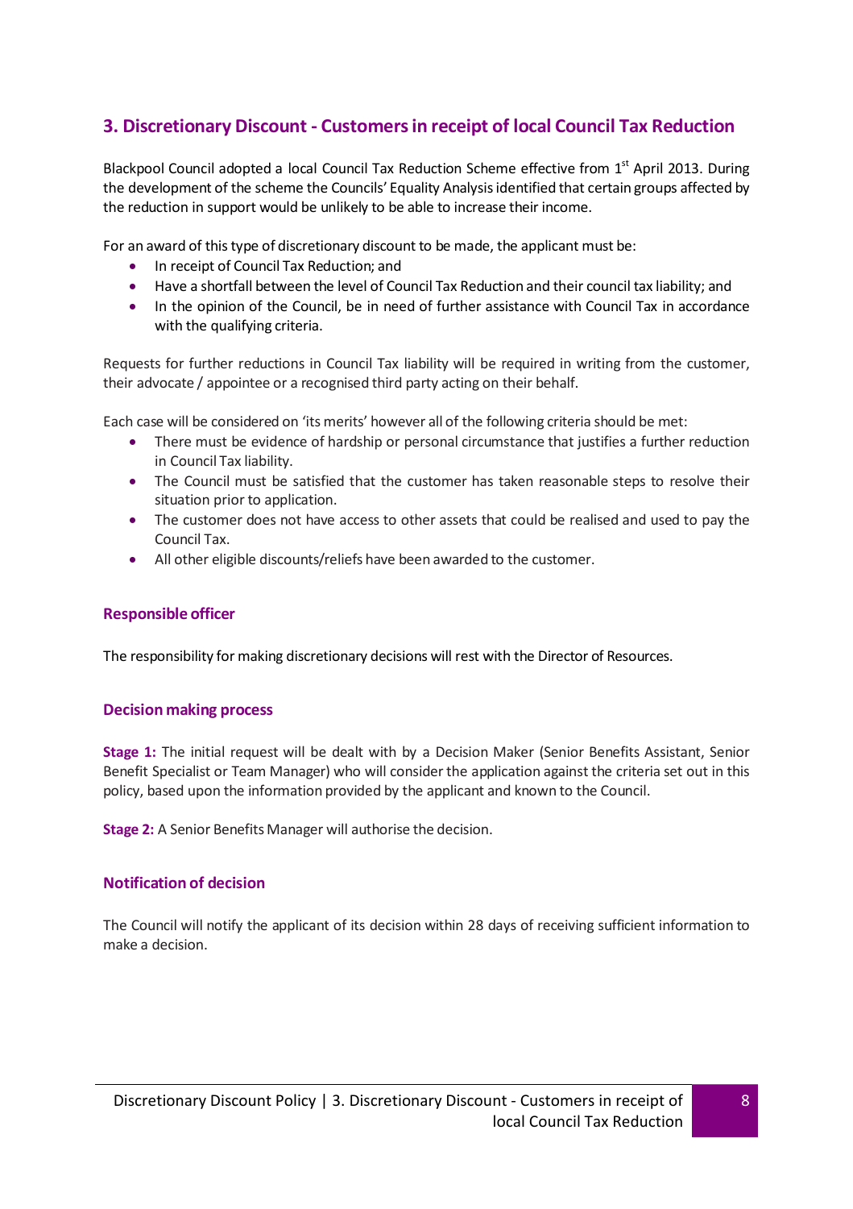## 3. Discretionary Discount - Customers in receipt of local Council Tax Reduction

Blackpool Council adopted a local Council Tax Reduction Scheme effective from 1st April 2013. During the development of the scheme the Councils' Equality Analysis identified that certain groups affected by the reduction in support would be unlikely to be able to increase their income.

For an award of this type of discretionary discount to be made, the applicant must be:

- In receipt of Council Tax Reduction; and
- Have a shortfall between the level of Council Tax Reduction and their council tax liability; and
- In the opinion of the Council, be in need of further assistance with Council Tax in accordance with the qualifying criteria.

Requests for further reductions in Council Tax liability will be required in writing from the customer, their advocate / appointee or a recognised third party acting on their behalf.

Each case will be considered on 'its merits' however all of the following criteria should be met:

- There must be evidence of hardship or personal circumstance that justifies a further reduction in Council Tax liability.
- The Council must be satisfied that the customer has taken reasonable steps to resolve their situation prior to application.
- The customer does not have access to other assets that could be realised and used to pay the Council Tax.
- All other eligible discounts/reliefs have been awarded to the customer.

### Responsible officer

The responsibility for making discretionary decisions will rest with the Director of Resources.

### Decision making process

**Stage 1:** The initial request will be dealt with by a Decision Maker (Senior Benefits Assistant, Senior Benefit Specialist or Team Manager) who will consider the application against the criteria set out in this policy, based upon the information provided by the applicant and known to the Council.

**Stage 2:** A Senior Benefits Manager will authorise the decision.

### Notification of decision

The Council will notify the applicant of its decision within 28 days of receiving sufficient information to make a decision.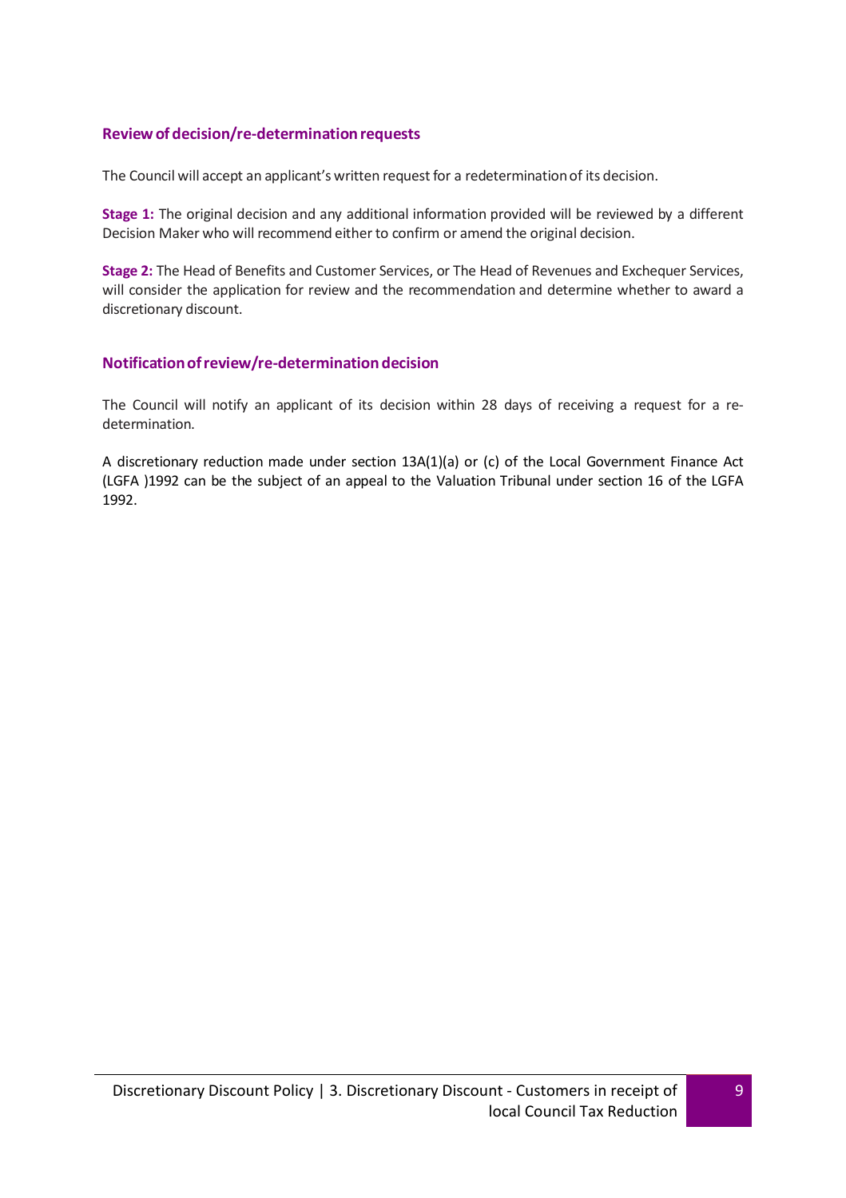### Review of decision/re-determination requests

The Council will accept an applicant's written request for a redetermination of its decision.

**Stage 1:** The original decision and any additional information provided will be reviewed by a different Decision Maker who will recommend either to confirm or amend the original decision.

**Stage 2:** The Head of Benefits and Customer Services, or The Head of Revenues and Exchequer Services, will consider the application for review and the recommendation and determine whether to award a discretionary discount.

### Notification of review/re-determination decision

The Council will notify an applicant of its decision within 28 days of receiving a request for a re-determination.

A discretionary reduction made under section 13A(1)(a) or (c) of the Local Government Finance Act (LGFA )1992 can be the subject of an appeal to the Valuation Tribunal under section 16 of the LGFA 1992.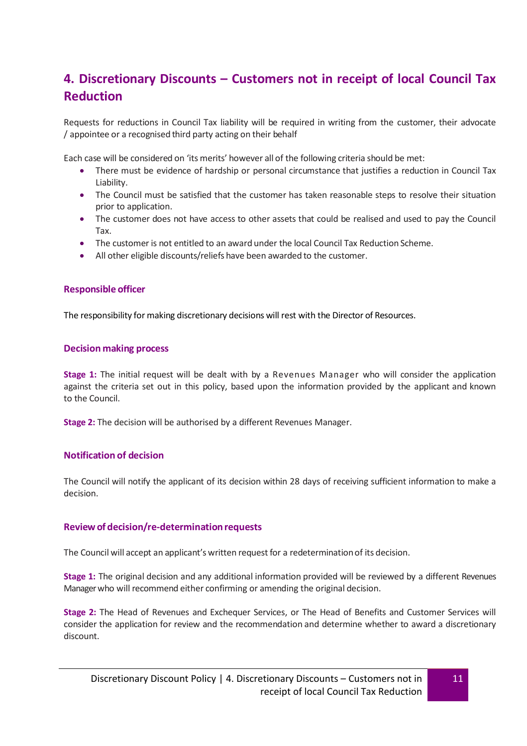## 4. Discretionary Discounts – Customers not in receipt of local Council Tax Reduction

Requests for reductions in Council Tax liability will be required in writing from the customer, their advocate / appointee or a recognised third party acting on their behalf

Each case will be considered on 'its merits' however all of the following criteria should be met:

- There must be evidence of hardship or personal circumstance that justifies a reduction in Council Tax Liability.
- The Council must be satisfied that the customer has taken reasonable steps to resolve their situation prior to application.
- The customer does not have access to other assets that could be realised and used to pay the Council Tax.
- The customer is not entitled to an award under the local Council Tax Reduction Scheme.
- All other eligible discounts/reliefs have been awarded to the customer.

### Responsible officer

The responsibility for making discretionary decisions will rest with the Director of Resources.

### Decision making process

**Stage 1:** The initial request will be dealt with by a Revenues Manager who will consider the application against the criteria set out in this policy, based upon the information provided by the applicant and known to the Council.

**Stage 2:** The decision will be authorised by a different Revenues Manager.

### Notification of decision

The Council will notify the applicant of its decision within 28 days of receiving sufficient information to make a decision.

### Review of decision/re-determination requests

The Council will accept an applicant's written request for a redetermination of its decision.

**Stage 1:** The original decision and any additional information provided will be reviewed by a different Revenues Manager who will recommend either confirming or amending the original decision.

**Stage 2:** The Head of Revenues and Exchequer Services, or The Head of Benefits and Customer Services will consider the application for review and the recommendation and determine whether to award a discretionary discount.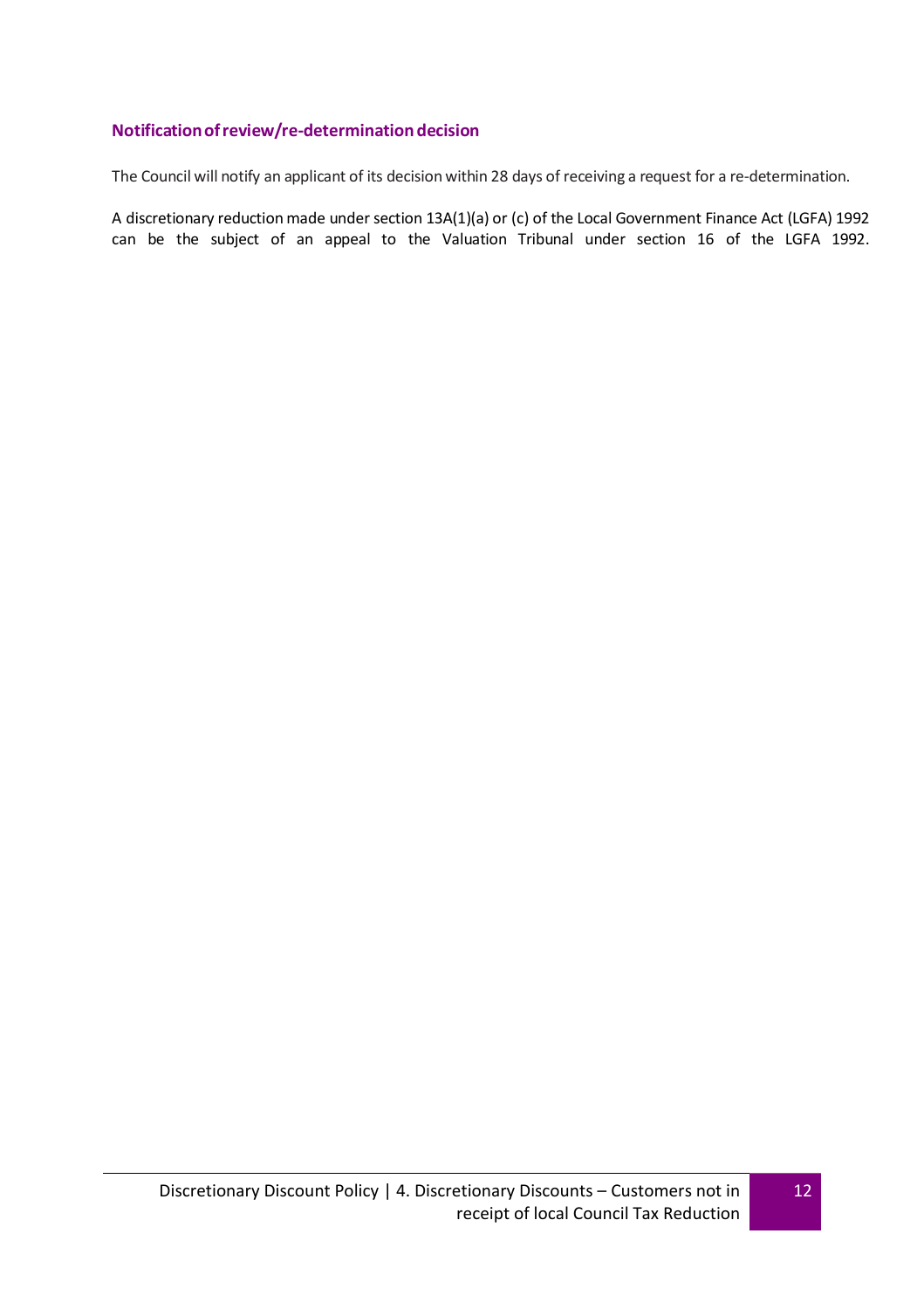### Notification of review/re-determination decision

The Council will notify an applicant of its decision within 28 days of receiving a request for a re-determination.

A discretionary reduction made under section 13A(1)(a) or (c) of the Local Government Finance Act (LGFA) 1992 can be the subject of an appeal to the Valuation Tribunal under section 16 of the LGFA 1992.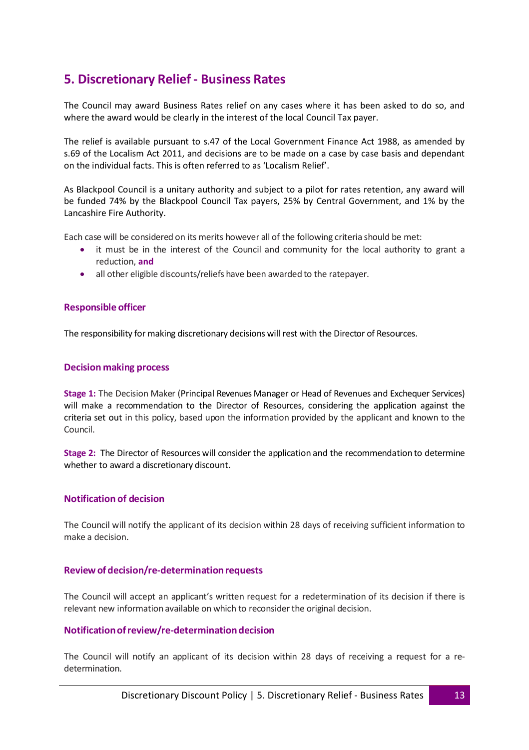## 5. Discretionary Relief - Business Rates

The Council may award Business Rates relief on any cases where it has been asked to do so, and where the award would be clearly in the interest of the local Council Tax payer.

The relief is available pursuant to s.47 of the Local Government Finance Act 1988, as amended by s.69 of the Localism Act 2011, and decisions are to be made on a case by case basis and dependant on the individual facts. This is often referred to as 'Localism Relief'.

As Blackpool Council is a unitary authority and subject to a pilot for rates retention, any award will be funded 74% by the Blackpool Council Tax payers, 25% by Central Government, and 1% by the Lancashire Fire Authority.

Each case will be considered on its merits however all of the following criteria should be met:

- it must be in the interest of the Council and community for the local authority to grant a reduction, **and**
- all other eligible discounts/reliefs have been awarded to the ratepayer.

### Responsible officer

The responsibility for making discretionary decisions will rest with the Director of Resources.

### Decision making process

**Stage 1:** The Decision Maker (Principal Revenues Manager or Head of Revenues and Exchequer Services) will make a recommendation to the Director of Resources, considering the application against the criteria set out in this policy, based upon the information provided by the applicant and known to the Council.

**Stage 2:** The Director of Resources will consider the application and the recommendation to determine whether to award a discretionary discount.

### Notification of decision

The Council will notify the applicant of its decision within 28 days of receiving sufficient information to make a decision.

### Review of decision/re-determination requests

The Council will accept an applicant's written request for a redetermination of its decision if there is relevant new information available on which to reconsider the original decision.

### Notification of review/re-determination decision

The Council will notify an applicant of its decision within 28 days of receiving a request for a re-determination.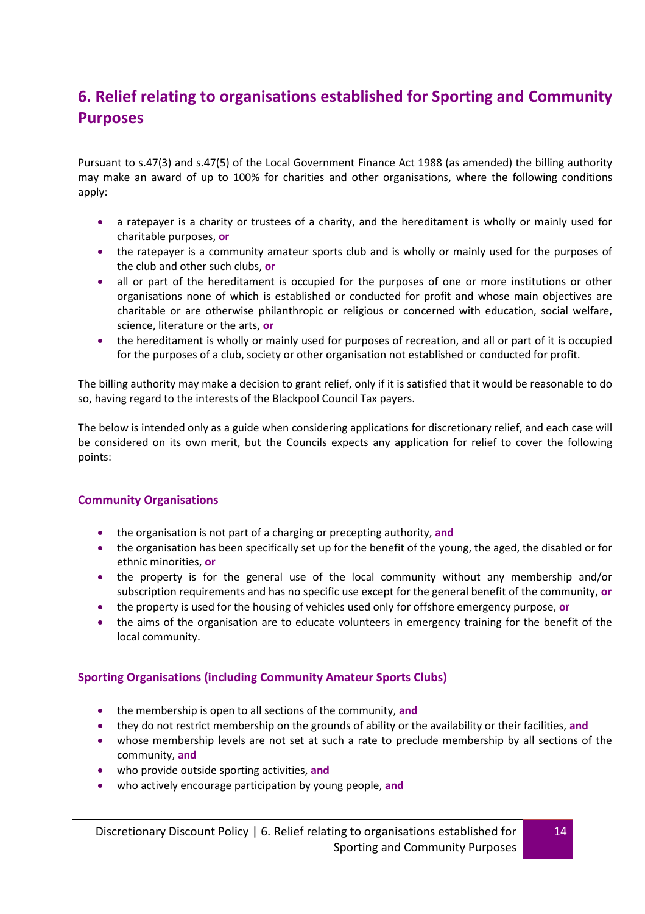## 6. Relief relating to organisations established for Sporting and Community Purposes

Pursuant to s.47(3) and s.47(5) of the Local Government Finance Act 1988 (as amended) the billing authority may make an award of up to 100% for charities and other organisations, where the following conditions apply:

- a ratepayer is a charity or trustees of a charity, and the hereditament is wholly or mainly used for charitable purposes, **or**
- the ratepayer is a community amateur sports club and is wholly or mainly used for the purposes of the club and other such clubs, **or**
- all or part of the hereditament is occupied for the purposes of one or more institutions or other organisations none of which is established or conducted for profit and whose main objectives are charitable or are otherwise philanthropic or religious or concerned with education, social welfare, science, literature or the arts, **or**
- the hereditament is wholly or mainly used for purposes of recreation, and all or part of it is occupied for the purposes of a club, society or other organisation not established or conducted for profit.

The billing authority may make a decision to grant relief, only if it is satisfied that it would be reasonable to do so, having regard to the interests of the Blackpool Council Tax payers.

The below is intended only as a guide when considering applications for discretionary relief, and each case will be considered on its own merit, but the Councils expects any application for relief to cover the following points:

### Community Organisations

- the organisation is not part of a charging or precepting authority, **and**
- the organisation has been specifically set up for the benefit of the young, the aged, the disabled or for ethnic minorities, **or**
- the property is for the general use of the local community without any membership and/or subscription requirements and has no specific use except for the general benefit of the community, **or**
- the property is used for the housing of vehicles used only for offshore emergency purpose, **or**
- the aims of the organisation are to educate volunteers in emergency training for the benefit of the local community.

### Sporting Organisations (including Community Amateur Sports Clubs)

- the membership is open to all sections of the community, **and**
- they do not restrict membership on the grounds of ability or the availability or their facilities, **and**
- whose membership levels are not set at such a rate to preclude membership by all sections of the community, **and**
- who provide outside sporting activities, **and**
- who actively encourage participation by young people, **and**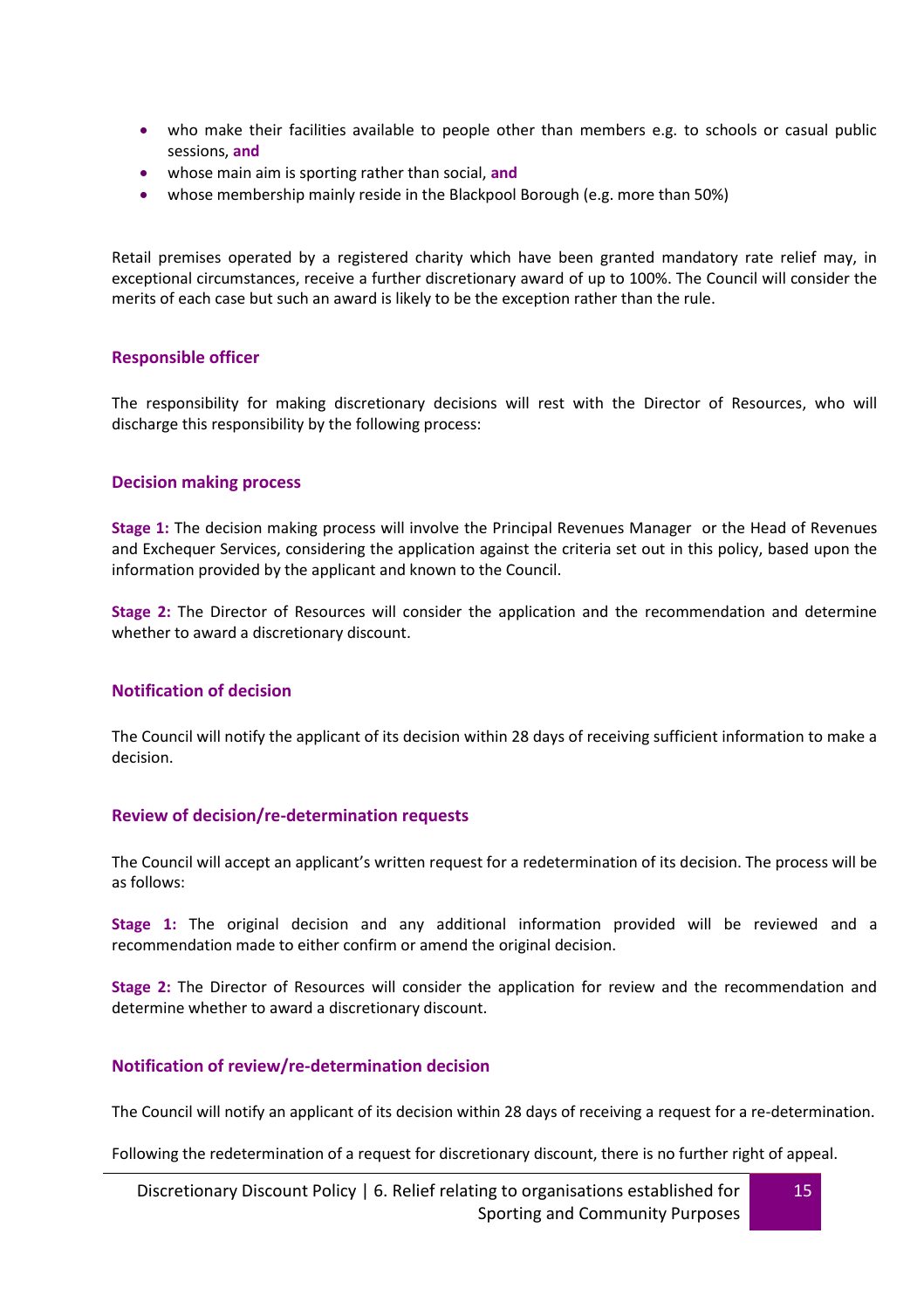- who make their facilities available to people other than members e.g. to schools or casual public sessions, **and**
- whose main aim is sporting rather than social, **and**
- whose membership mainly reside in the Blackpool Borough (e.g. more than 50%)

Retail premises operated by a registered charity which have been granted mandatory rate relief may, in exceptional circumstances, receive a further discretionary award of up to 100%. The Council will consider the merits of each case but such an award is likely to be the exception rather than the rule.

### Responsible officer

The responsibility for making discretionary decisions will rest with the Director of Resources, who will discharge this responsibility by the following process:

### Decision making process

**Stage 1:** The decision making process will involve the Principal Revenues Manager or the Head of Revenues and Exchequer Services, considering the application against the criteria set out in this policy, based upon the information provided by the applicant and known to the Council.

**Stage 2:** The Director of Resources will consider the application and the recommendation and determine whether to award a discretionary discount.

### Notification of decision

The Council will notify the applicant of its decision within 28 days of receiving sufficient information to make a decision.

### Review of decision/re-determination requests

The Council will accept an applicant's written request for a redetermination of its decision. The process will be as follows:

**Stage 1:** The original decision and any additional information provided will be reviewed and a recommendation made to either confirm or amend the original decision.

**Stage 2:** The Director of Resources will consider the application for review and the recommendation and determine whether to award a discretionary discount.

### Notification of review/re-determination decision

The Council will notify an applicant of its decision within 28 days of receiving a request for a re-determination.

Following the redetermination of a request for discretionary discount, there is no further right of appeal.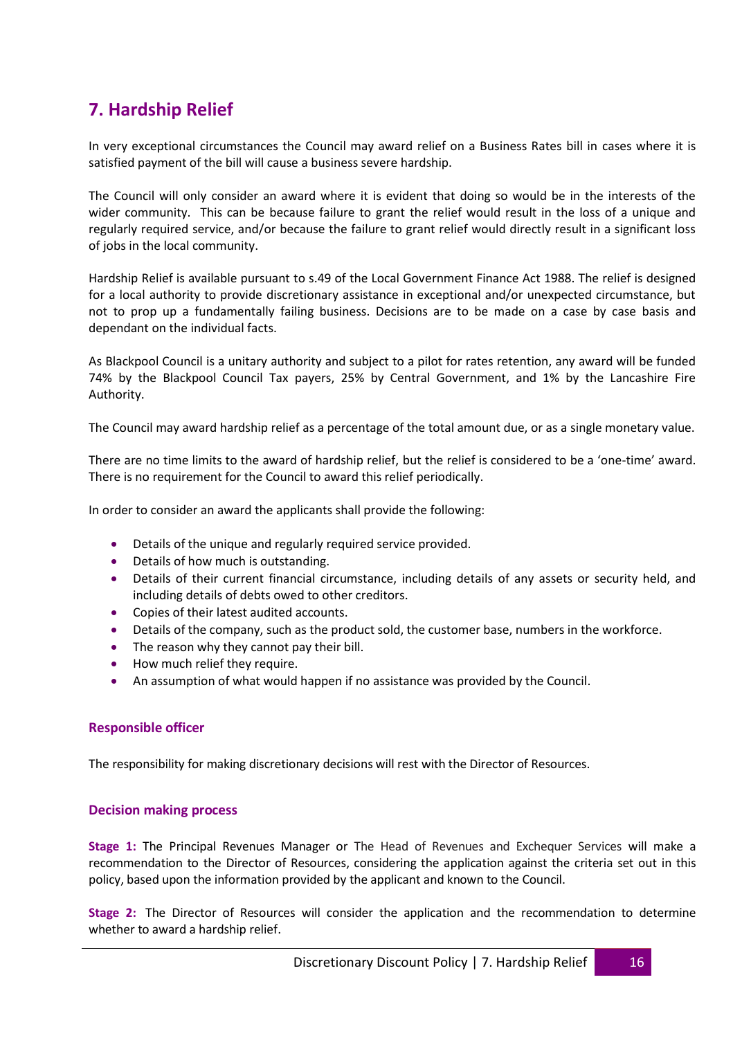## 7. Hardship Relief

In very exceptional circumstances the Council may award relief on a Business Rates bill in cases where it is satisfied payment of the bill will cause a business severe hardship.

The Council will only consider an award where it is evident that doing so would be in the interests of the wider community. This can be because failure to grant the relief would result in the loss of a unique and regularly required service, and/or because the failure to grant relief would directly result in a significant loss of jobs in the local community.

Hardship Relief is available pursuant to s.49 of the Local Government Finance Act 1988. The relief is designed for a local authority to provide discretionary assistance in exceptional and/or unexpected circumstance, but not to prop up a fundamentally failing business. Decisions are to be made on a case by case basis and dependant on the individual facts.

As Blackpool Council is a unitary authority and subject to a pilot for rates retention, any award will be funded 74% by the Blackpool Council Tax payers, 25% by Central Government, and 1% by the Lancashire Fire Authority.

The Council may award hardship relief as a percentage of the total amount due, or as a single monetary value.

There are no time limits to the award of hardship relief, but the relief is considered to be a 'one-time' award. There is no requirement for the Council to award this relief periodically.

In order to consider an award the applicants shall provide the following:

- Details of the unique and regularly required service provided.
- Details of how much is outstanding.
- Details of their current financial circumstance, including details of any assets or security held, and including details of debts owed to other creditors.
- Copies of their latest audited accounts.
- Details of the company, such as the product sold, the customer base, numbers in the workforce.
- The reason why they cannot pay their bill.
- How much relief they require.
- An assumption of what would happen if no assistance was provided by the Council.

### Responsible officer

The responsibility for making discretionary decisions will rest with the Director of Resources.

### Decision making process

**Stage 1:** The Principal Revenues Manager or The Head of Revenues and Exchequer Services will make a recommendation to the Director of Resources, considering the application against the criteria set out in this policy, based upon the information provided by the applicant and known to the Council.

**Stage 2:** The Director of Resources will consider the application and the recommendation to determine whether to award a hardship relief.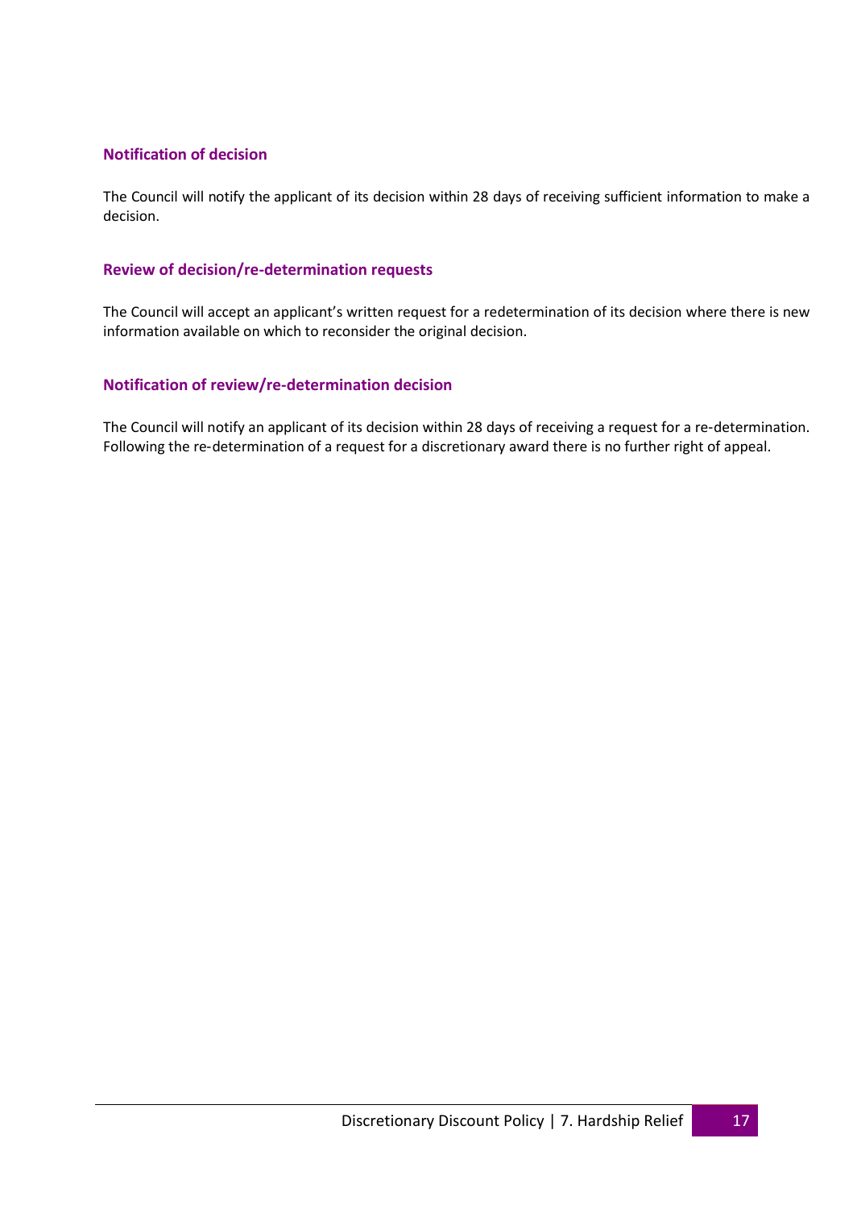### Notification of decision

The Council will notify the applicant of its decision within 28 days of receiving sufficient information to make a decision.

### Review of decision/re-determination requests

The Council will accept an applicant's written request for a redetermination of its decision where there is new information available on which to reconsider the original decision.

### Notification of review/re-determination decision

The Council will notify an applicant of its decision within 28 days of receiving a request for a re-determination. Following the re-determination of a request for a discretionary award there is no further right of appeal.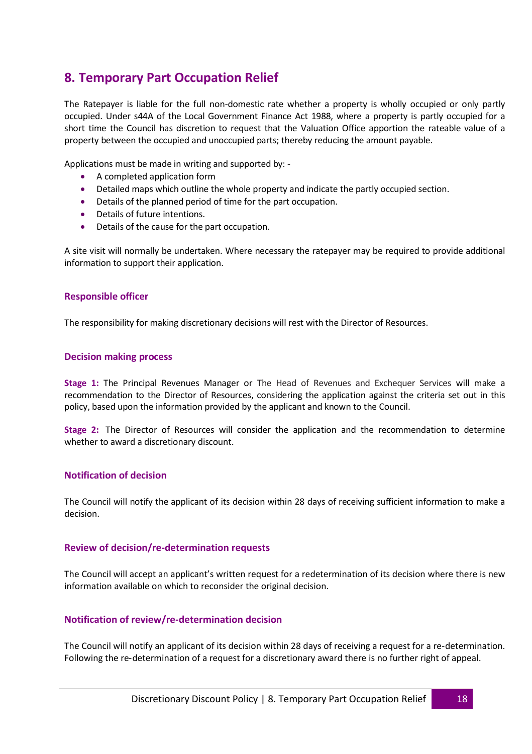## 8. Temporary Part Occupation Relief

The Ratepayer is liable for the full non-domestic rate whether a property is wholly occupied or only partly occupied. Under s44A of the Local Government Finance Act 1988, where a property is partly occupied for a short time the Council has discretion to request that the Valuation Office apportion the rateable value of a property between the occupied and unoccupied parts; thereby reducing the amount payable.

Applications must be made in writing and supported by: -

- A completed application form
- Detailed maps which outline the whole property and indicate the partly occupied section.
- Details of the planned period of time for the part occupation.
- Details of future intentions.
- Details of the cause for the part occupation.

A site visit will normally be undertaken. Where necessary the ratepayer may be required to provide additional information to support their application.

### Responsible officer

The responsibility for making discretionary decisions will rest with the Director of Resources.

### Decision making process

**Stage 1:** The Principal Revenues Manager or The Head of Revenues and Exchequer Services will make a recommendation to the Director of Resources, considering the application against the criteria set out in this policy, based upon the information provided by the applicant and known to the Council.

**Stage 2:** The Director of Resources will consider the application and the recommendation to determine whether to award a discretionary discount.

### Notification of decision

The Council will notify the applicant of its decision within 28 days of receiving sufficient information to make a decision.

### Review of decision/re-determination requests

The Council will accept an applicant's written request for a redetermination of its decision where there is new information available on which to reconsider the original decision.

### Notification of review/re-determination decision

The Council will notify an applicant of its decision within 28 days of receiving a request for a re-determination. Following the re-determination of a request for a discretionary award there is no further right of appeal.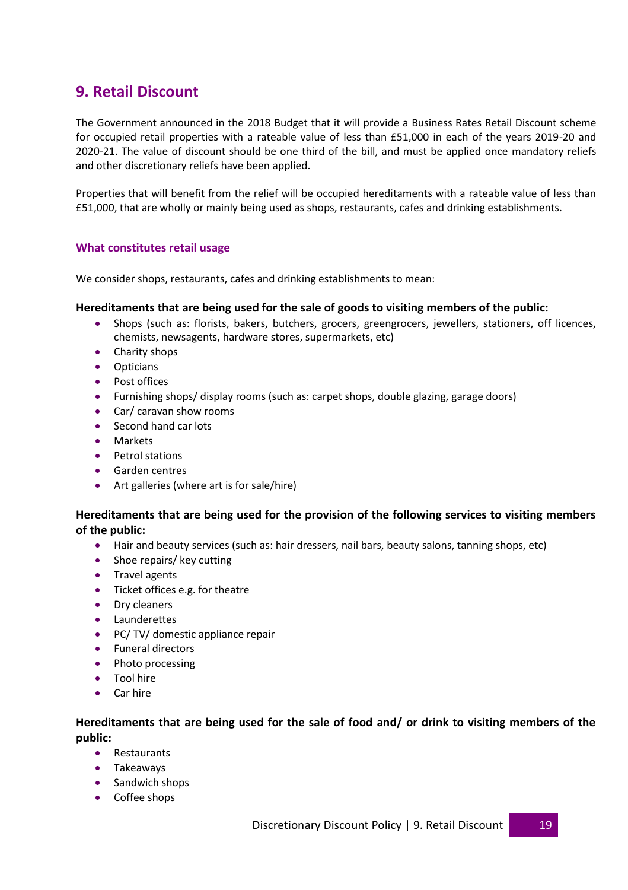## 9. Retail Discount

The Government announced in the 2018 Budget that it will provide a Business Rates Retail Discount scheme for occupied retail properties with a rateable value of less than £51,000 in each of the years 2019-20 and 2020-21. The value of discount should be one third of the bill, and must be applied once mandatory reliefs and other discretionary reliefs have been applied.

Properties that will benefit from the relief will be occupied hereditaments with a rateable value of less than £51,000, that are wholly or mainly being used as shops, restaurants, cafes and drinking establishments.

### What constitutes retail usage

We consider shops, restaurants, cafes and drinking establishments to mean:

**Hereditaments that are being used for the sale of goods to visiting members of the public:**

- Shops (such as: florists, bakers, butchers, grocers, greengrocers, jewellers, stationers, off licences, chemists, newsagents, hardware stores, supermarkets, etc)
- Charity shops
- Opticians
- Post offices
- Furnishing shops/ display rooms (such as: carpet shops, double glazing, garage doors)
- Car/ caravan show rooms
- Second hand car lots
- Markets
- Petrol stations
- Garden centres
- Art galleries (where art is for sale/hire)

**Hereditaments that are being used for the provision of the following services to visiting members of the public:**

- Hair and beauty services (such as: hair dressers, nail bars, beauty salons, tanning shops, etc)
- Shoe repairs/ key cutting
- Travel agents
- Ticket offices e.g. for theatre
- Dry cleaners
- Launderettes
- PC/ TV/ domestic appliance repair
- Funeral directors
- Photo processing
- Tool hire
- Car hire

**Hereditaments that are being used for the sale of food and/ or drink to visiting members of the public:**

- Restaurants
- Takeaways
- Sandwich shops
- Coffee shops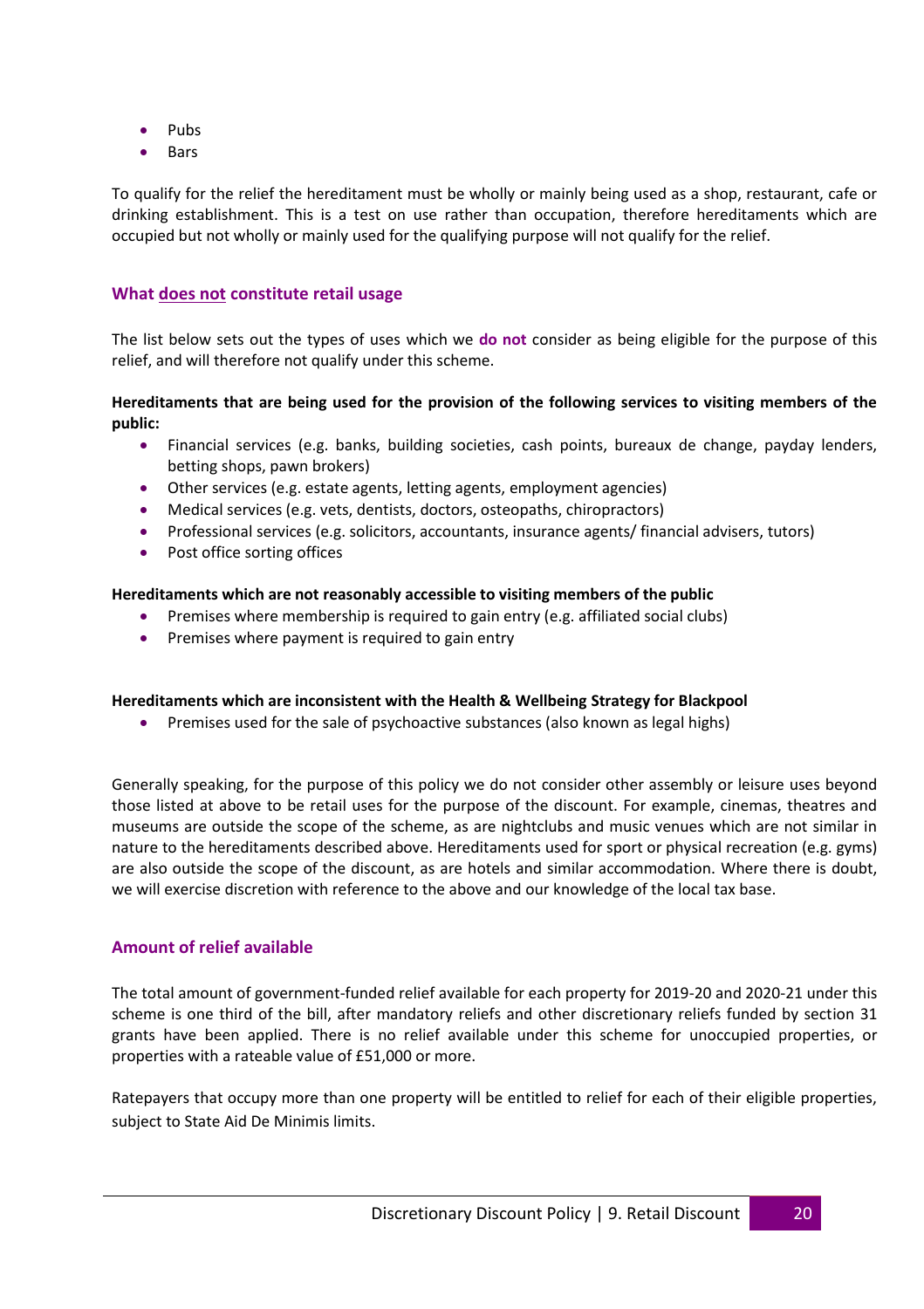- Pubs
- Bars

To qualify for the relief the hereditament must be wholly or mainly being used as a shop, restaurant, cafe or drinking establishment. This is a test on use rather than occupation, therefore hereditaments which are occupied but not wholly or mainly used for the qualifying purpose will not qualify for the relief.

### What <u>does not</u> constitute retail usage

The list below sets out the types of uses which we **do not** consider as being eligible for the purpose of this relief, and will therefore not qualify under this scheme.

**Hereditaments that are being used for the provision of the following services to visiting members of the public:**

- Financial services (e.g. banks, building societies, cash points, bureaux de change, payday lenders, betting shops, pawn brokers)
- Other services (e.g. estate agents, letting agents, employment agencies)
- Medical services (e.g. vets, dentists, doctors, osteopaths, chiropractors)
- Professional services (e.g. solicitors, accountants, insurance agents/ financial advisers, tutors)
- Post office sorting offices

**Hereditaments which are not reasonably accessible to visiting members of the public**

- Premises where membership is required to gain entry (e.g. affiliated social clubs)
- Premises where payment is required to gain entry

**Hereditaments which are inconsistent with the Health & Wellbeing Strategy for Blackpool**

- Premises used for the sale of psychoactive substances (also known as legal highs)

Generally speaking, for the purpose of this policy we do not consider other assembly or leisure uses beyond those listed at above to be retail uses for the purpose of the discount. For example, cinemas, theatres and museums are outside the scope of the scheme, as are nightclubs and music venues which are not similar in nature to the hereditaments described above. Hereditaments used for sport or physical recreation (e.g. gyms) are also outside the scope of the discount, as are hotels and similar accommodation. Where there is doubt, we will exercise discretion with reference to the above and our knowledge of the local tax base.

### Amount of relief available

The total amount of government-funded relief available for each property for 2019-20 and 2020-21 under this scheme is one third of the bill, after mandatory reliefs and other discretionary reliefs funded by section 31 grants have been applied. There is no relief available under this scheme for unoccupied properties, or properties with a rateable value of £51,000 or more.

Ratepayers that occupy more than one property will be entitled to relief for each of their eligible properties, subject to State Aid De Minimis limits.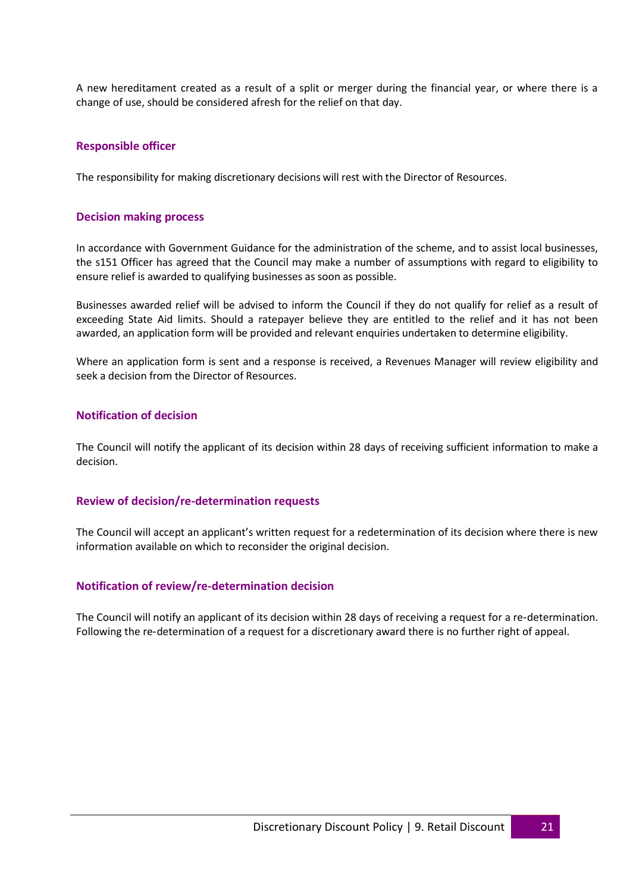A new hereditament created as a result of a split or merger during the financial year, or where there is a change of use, should be considered afresh for the relief on that day.

### Responsible officer

The responsibility for making discretionary decisions will rest with the Director of Resources.

### Decision making process

In accordance with Government Guidance for the administration of the scheme, and to assist local businesses, the s151 Officer has agreed that the Council may make a number of assumptions with regard to eligibility to ensure relief is awarded to qualifying businesses as soon as possible.

Businesses awarded relief will be advised to inform the Council if they do not qualify for relief as a result of exceeding State Aid limits. Should a ratepayer believe they are entitled to the relief and it has not been awarded, an application form will be provided and relevant enquiries undertaken to determine eligibility.

Where an application form is sent and a response is received, a Revenues Manager will review eligibility and seek a decision from the Director of Resources.

### Notification of decision

The Council will notify the applicant of its decision within 28 days of receiving sufficient information to make a decision.

### Review of decision/re-determination requests

The Council will accept an applicant's written request for a redetermination of its decision where there is new information available on which to reconsider the original decision.

### Notification of review/re-determination decision

The Council will notify an applicant of its decision within 28 days of receiving a request for a re-determination. Following the re-determination of a request for a discretionary award there is no further right of appeal.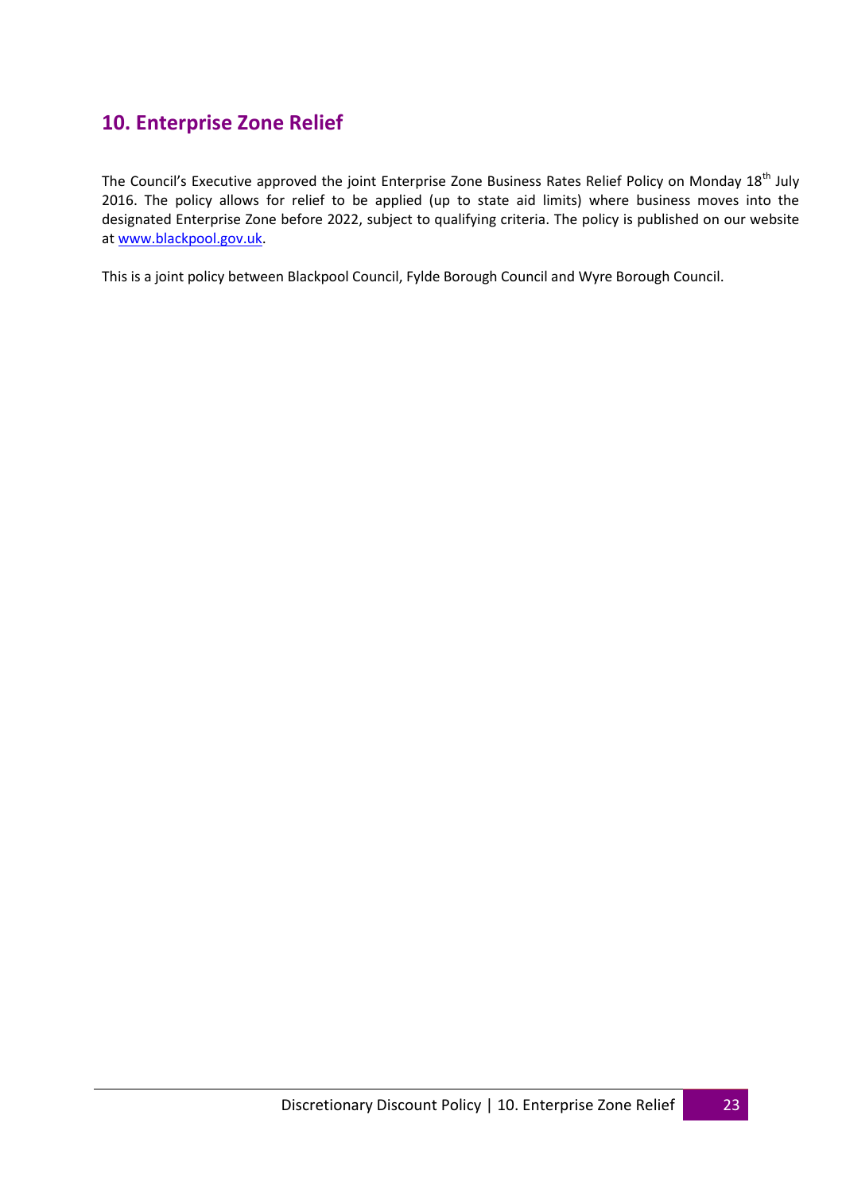## 10. Enterprise Zone Relief

The Council's Executive approved the joint Enterprise Zone Business Rates Relief Policy on Monday 18th July 2016. The policy allows for relief to be applied (up to state aid limits) where business moves into the designated Enterprise Zone before 2022, subject to qualifying criteria. The policy is published on our website at [www.blackpool.gov.uk](http://www.blackpool.gov.uk).

This is a joint policy between Blackpool Council, Fylde Borough Council and Wyre Borough Council.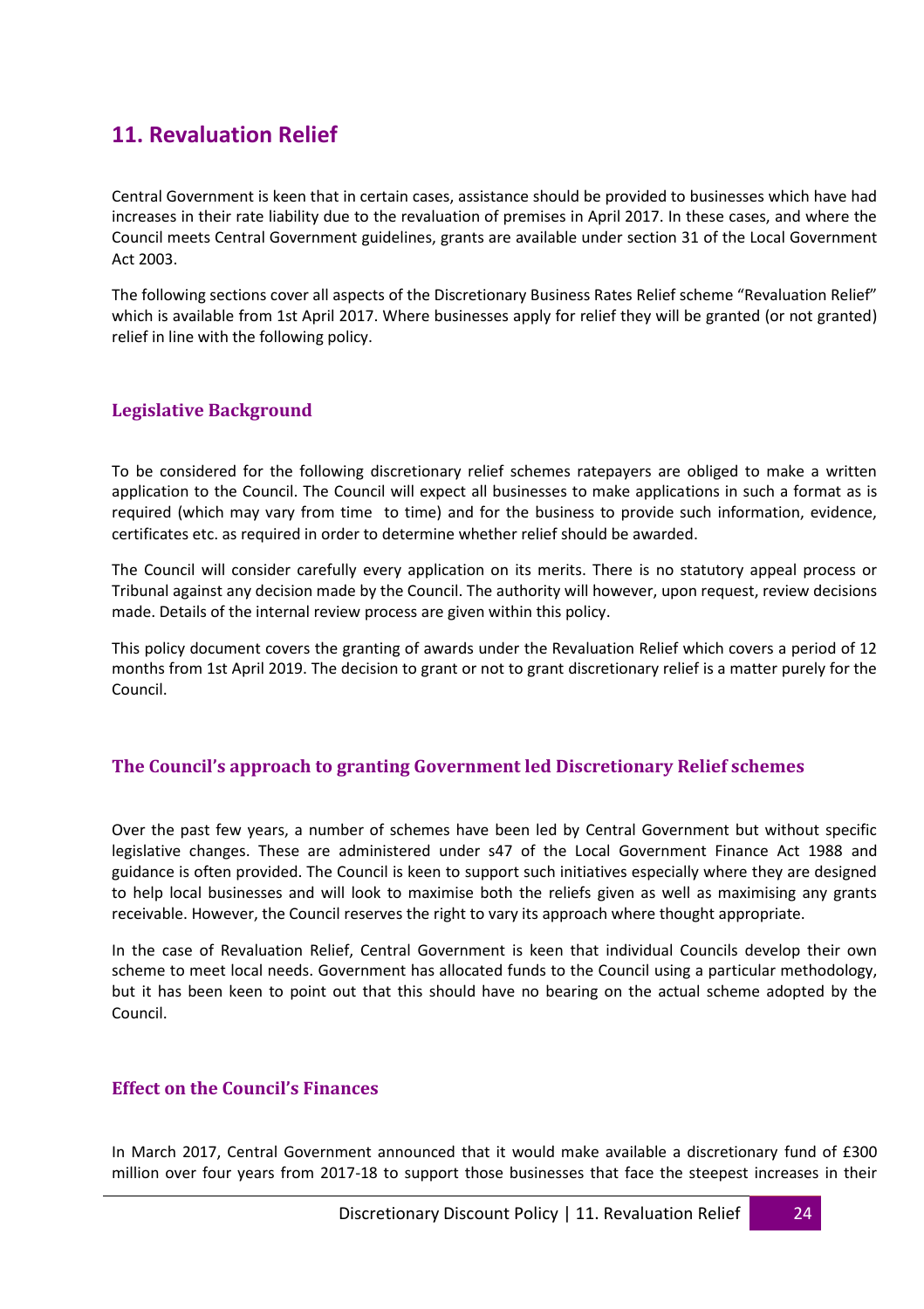## 11. Revaluation Relief

Central Government is keen that in certain cases, assistance should be provided to businesses which have had increases in their rate liability due to the revaluation of premises in April 2017. In these cases, and where the Council meets Central Government guidelines, grants are available under section 31 of the Local Government Act 2003.

The following sections cover all aspects of the Discretionary Business Rates Relief scheme "Revaluation Relief" which is available from 1st April 2017. Where businesses apply for relief they will be granted (or not granted) relief in line with the following policy.

### Legislative Background

To be considered for the following discretionary relief schemes ratepayers are obliged to make a written application to the Council. The Council will expect all businesses to make applications in such a format as is required (which may vary from time to time) and for the business to provide such information, evidence, certificates etc. as required in order to determine whether relief should be awarded.

The Council will consider carefully every application on its merits. There is no statutory appeal process or Tribunal against any decision made by the Council. The authority will however, upon request, review decisions made. Details of the internal review process are given within this policy.

This policy document covers the granting of awards under the Revaluation Relief which covers a period of 12 months from 1st April 2019. The decision to grant or not to grant discretionary relief is a matter purely for the Council.

### The Council's approach to granting Government led Discretionary Relief schemes

Over the past few years, a number of schemes have been led by Central Government but without specific legislative changes. These are administered under s47 of the Local Government Finance Act 1988 and guidance is often provided. The Council is keen to support such initiatives especially where they are designed to help local businesses and will look to maximise both the reliefs given as well as maximising any grants receivable. However, the Council reserves the right to vary its approach where thought appropriate.

In the case of Revaluation Relief, Central Government is keen that individual Councils develop their own scheme to meet local needs. Government has allocated funds to the Council using a particular methodology, but it has been keen to point out that this should have no bearing on the actual scheme adopted by the Council.

### Effect on the Council's Finances

In March 2017, Central Government announced that it would make available a discretionary fund of £300 million over four years from 2017-18 to support those businesses that face the steepest increases in their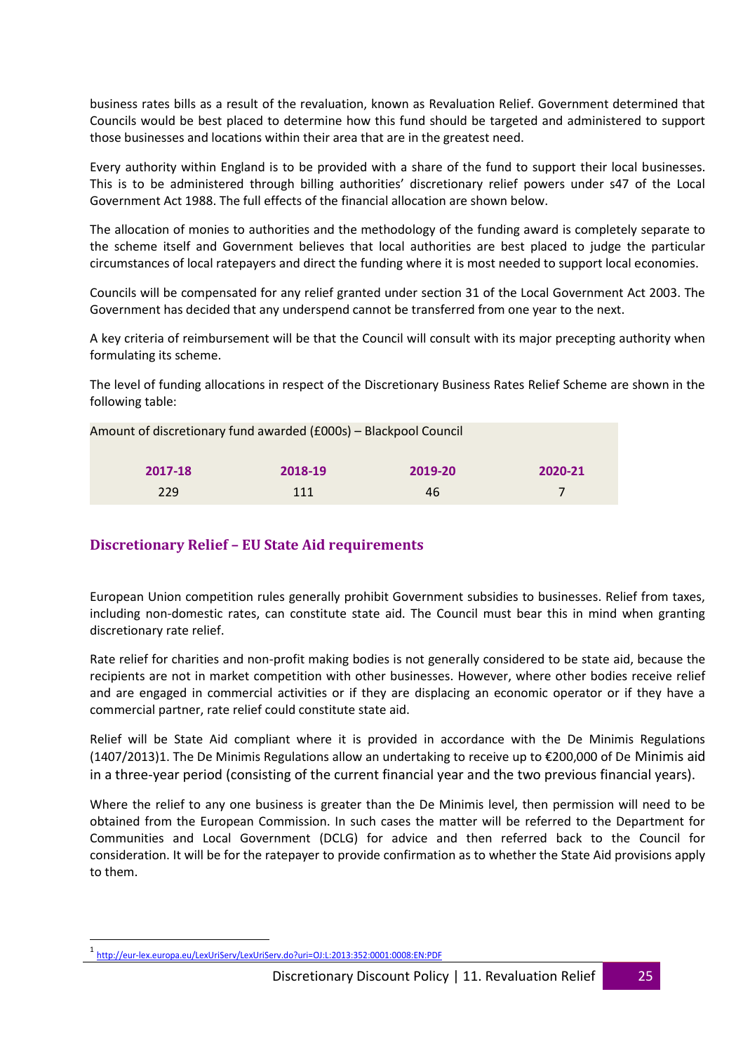business rates bills as a result of the revaluation, known as Revaluation Relief. Government determined that Councils would be best placed to determine how this fund should be targeted and administered to support those businesses and locations within their area that are in the greatest need.

Every authority within England is to be provided with a share of the fund to support their local businesses. This is to be administered through billing authorities' discretionary relief powers under s47 of the Local Government Act 1988. The full effects of the financial allocation are shown below.

The allocation of monies to authorities and the methodology of the funding award is completely separate to the scheme itself and Government believes that local authorities are best placed to judge the particular circumstances of local ratepayers and direct the funding where it is most needed to support local economies.

Councils will be compensated for any relief granted under section 31 of the Local Government Act 2003. The Government has decided that any underspend cannot be transferred from one year to the next.

A key criteria of reimbursement will be that the Council will consult with its major precepting authority when formulating its scheme.

The level of funding allocations in respect of the Discretionary Business Rates Relief Scheme are shown in the following table:

Amount of discretionary fund awarded (£000s) – Blackpool Council

| 2017-18 | 2018-19 | 2019-20 | 2020-21 |
|---|---|---|---|
| 229 | 111 | 46 | 7 |

## Discretionary Relief – EU State Aid requirements

European Union competition rules generally prohibit Government subsidies to businesses. Relief from taxes, including non-domestic rates, can constitute state aid. The Council must bear this in mind when granting discretionary rate relief.

Rate relief for charities and non-profit making bodies is not generally considered to be state aid, because the recipients are not in market competition with other businesses. However, where other bodies receive relief and are engaged in commercial activities or if they are displacing an economic operator or if they have a commercial partner, rate relief could constitute state aid.

Relief will be State Aid compliant where it is provided in accordance with the De Minimis Regulations (1407/2013)[1]. The De Minimis Regulations allow an undertaking to receive up to €200,000 of De Minimis aid in a three-year period (consisting of the current financial year and the two previous financial years).

Where the relief to any one business is greater than the De Minimis level, then permission will need to be obtained from the European Commission. In such cases the matter will be referred to the Department for Communities and Local Government (DCLG) for advice and then referred back to the Council for consideration. It will be for the ratepayer to provide confirmation as to whether the State Aid provisions apply to them.

[1] http://eur-lex.europa.eu/LexUriServ/LexUriServ.do?uri=OJ:L:2013:352:0001:0008:EN:PDF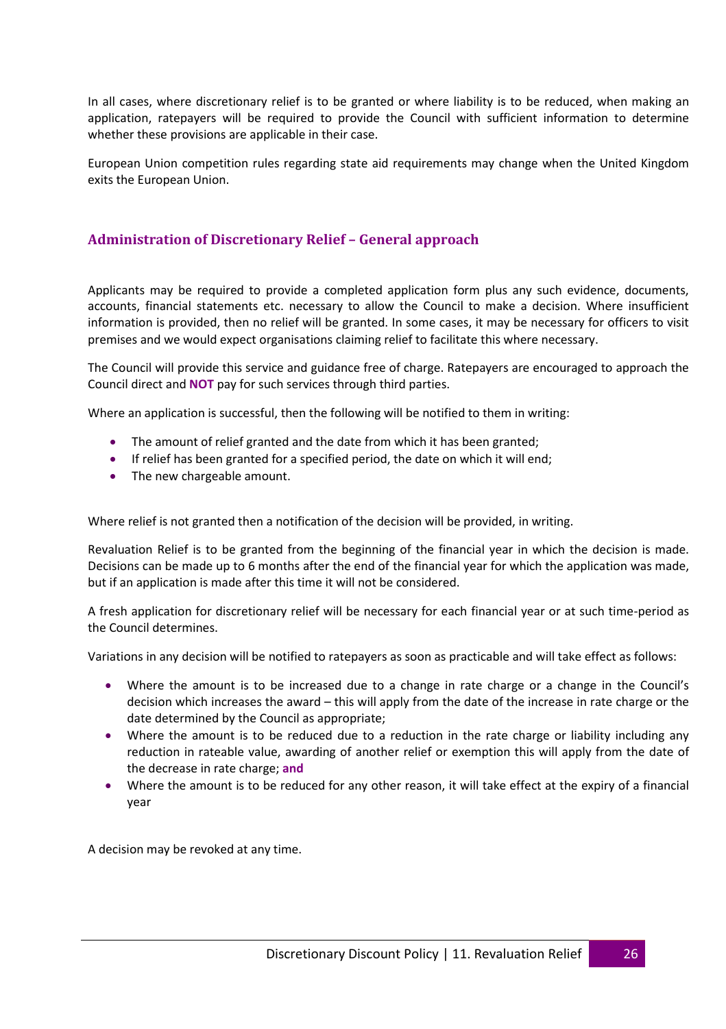In all cases, where discretionary relief is to be granted or where liability is to be reduced, when making an application, ratepayers will be required to provide the Council with sufficient information to determine whether these provisions are applicable in their case.

European Union competition rules regarding state aid requirements may change when the United Kingdom exits the European Union.

## Administration of Discretionary Relief – General approach

Applicants may be required to provide a completed application form plus any such evidence, documents, accounts, financial statements etc. necessary to allow the Council to make a decision. Where insufficient information is provided, then no relief will be granted. In some cases, it may be necessary for officers to visit premises and we would expect organisations claiming relief to facilitate this where necessary.

The Council will provide this service and guidance free of charge. Ratepayers are encouraged to approach the Council direct and **NOT** pay for such services through third parties.

Where an application is successful, then the following will be notified to them in writing:

- The amount of relief granted and the date from which it has been granted;
- If relief has been granted for a specified period, the date on which it will end;
- The new chargeable amount.

Where relief is not granted then a notification of the decision will be provided, in writing.

Revaluation Relief is to be granted from the beginning of the financial year in which the decision is made. Decisions can be made up to 6 months after the end of the financial year for which the application was made, but if an application is made after this time it will not be considered.

A fresh application for discretionary relief will be necessary for each financial year or at such time-period as the Council determines.

Variations in any decision will be notified to ratepayers as soon as practicable and will take effect as follows:

- Where the amount is to be increased due to a change in rate charge or a change in the Council's decision which increases the award – this will apply from the date of the increase in rate charge or the date determined by the Council as appropriate;
- Where the amount is to be reduced due to a reduction in the rate charge or liability including any reduction in rateable value, awarding of another relief or exemption this will apply from the date of the decrease in rate charge; **and**
- Where the amount is to be reduced for any other reason, it will take effect at the expiry of a financial year

A decision may be revoked at any time.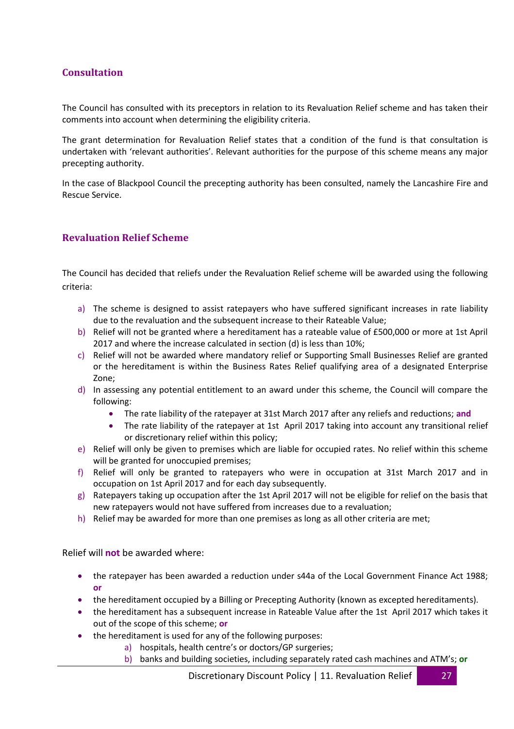## Consultation

The Council has consulted with its preceptors in relation to its Revaluation Relief scheme and has taken their comments into account when determining the eligibility criteria.

The grant determination for Revaluation Relief states that a condition of the fund is that consultation is undertaken with 'relevant authorities'. Relevant authorities for the purpose of this scheme means any major precepting authority.

In the case of Blackpool Council the precepting authority has been consulted, namely the Lancashire Fire and Rescue Service.

## Revaluation Relief Scheme

The Council has decided that reliefs under the Revaluation Relief scheme will be awarded using the following criteria:

a) The scheme is designed to assist ratepayers who have suffered significant increases in rate liability due to the revaluation and the subsequent increase to their Rateable Value;
b) Relief will not be granted where a hereditament has a rateable value of £500,000 or more at 1st April 2017 and where the increase calculated in section (d) is less than 10%;
c) Relief will not be awarded where mandatory relief or Supporting Small Businesses Relief are granted or the hereditament is within the Business Rates Relief qualifying area of a designated Enterprise Zone;
d) In assessing any potential entitlement to an award under this scheme, the Council will compare the following:
   - The rate liability of the ratepayer at 31st March 2017 after any reliefs and reductions; **and**
   - The rate liability of the ratepayer at 1st April 2017 taking into account any transitional relief or discretionary relief within this policy;
e) Relief will only be given to premises which are liable for occupied rates. No relief within this scheme will be granted for unoccupied premises;
f) Relief will only be granted to ratepayers who were in occupation at 31st March 2017 and in occupation on 1st April 2017 and for each day subsequently.
g) Ratepayers taking up occupation after the 1st April 2017 will not be eligible for relief on the basis that new ratepayers would not have suffered from increases due to a revaluation;
h) Relief may be awarded for more than one premises as long as all other criteria are met;

Relief will **not** be awarded where:

- the ratepayer has been awarded a reduction under s44a of the Local Government Finance Act 1988; **or**
- the hereditament occupied by a Billing or Precepting Authority (known as excepted hereditaments).
- the hereditament has a subsequent increase in Rateable Value after the 1st April 2017 which takes it out of the scope of this scheme; **or**
- the hereditament is used for any of the following purposes:
  a) hospitals, health centre's or doctors/GP surgeries;
  b) banks and building societies, including separately rated cash machines and ATM's; **or**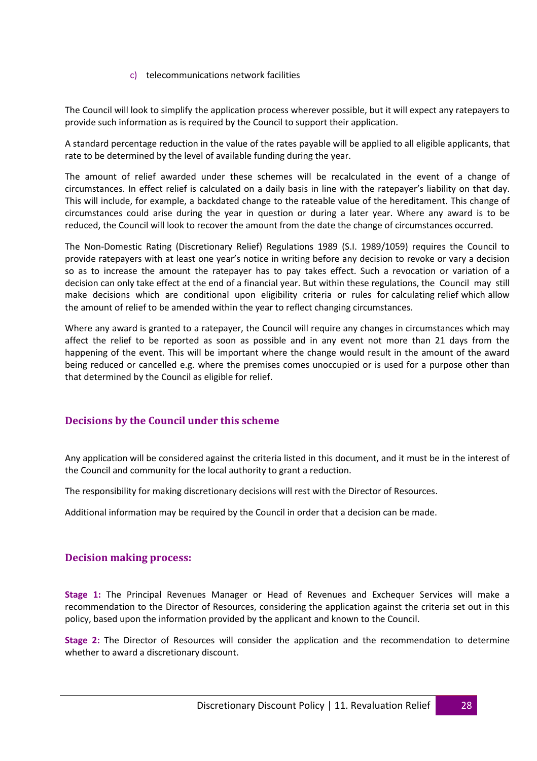c) telecommunications network facilities

The Council will look to simplify the application process wherever possible, but it will expect any ratepayers to provide such information as is required by the Council to support their application.

A standard percentage reduction in the value of the rates payable will be applied to all eligible applicants, that rate to be determined by the level of available funding during the year.

The amount of relief awarded under these schemes will be recalculated in the event of a change of circumstances. In effect relief is calculated on a daily basis in line with the ratepayer's liability on that day. This will include, for example, a backdated change to the rateable value of the hereditament. This change of circumstances could arise during the year in question or during a later year. Where any award is to be reduced, the Council will look to recover the amount from the date the change of circumstances occurred.

The Non-Domestic Rating (Discretionary Relief) Regulations 1989 (S.I. 1989/1059) requires the Council to provide ratepayers with at least one year's notice in writing before any decision to revoke or vary a decision so as to increase the amount the ratepayer has to pay takes effect. Such a revocation or variation of a decision can only take effect at the end of a financial year. But within these regulations, the Council may still make decisions which are conditional upon eligibility criteria or rules for calculating relief which allow the amount of relief to be amended within the year to reflect changing circumstances.

Where any award is granted to a ratepayer, the Council will require any changes in circumstances which may affect the relief to be reported as soon as possible and in any event not more than 21 days from the happening of the event. This will be important where the change would result in the amount of the award being reduced or cancelled e.g. where the premises comes unoccupied or is used for a purpose other than that determined by the Council as eligible for relief.

## Decisions by the Council under this scheme

Any application will be considered against the criteria listed in this document, and it must be in the interest of the Council and community for the local authority to grant a reduction.

The responsibility for making discretionary decisions will rest with the Director of Resources.

Additional information may be required by the Council in order that a decision can be made.

## Decision making process:

**Stage 1:** The Principal Revenues Manager or Head of Revenues and Exchequer Services will make a recommendation to the Director of Resources, considering the application against the criteria set out in this policy, based upon the information provided by the applicant and known to the Council.

**Stage 2:** The Director of Resources will consider the application and the recommendation to determine whether to award a discretionary discount.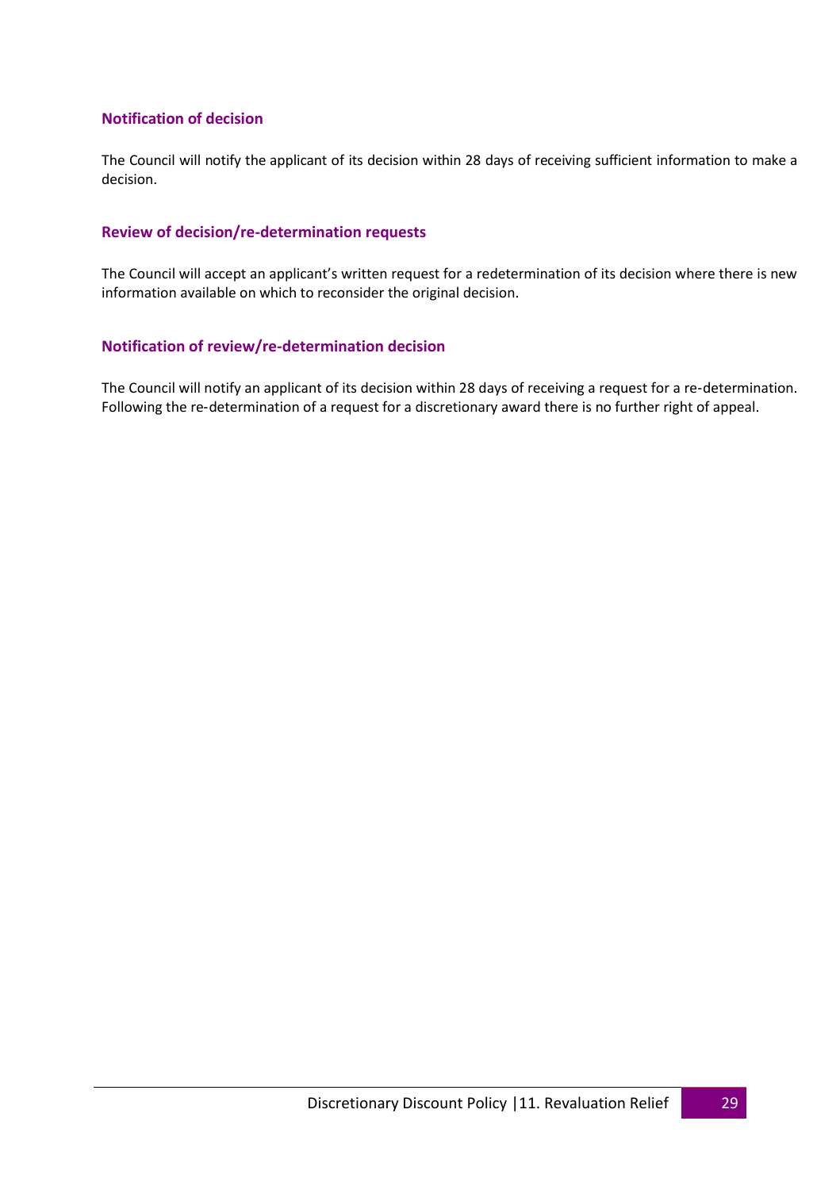### Notification of decision

The Council will notify the applicant of its decision within 28 days of receiving sufficient information to make a decision.

### Review of decision/re-determination requests

The Council will accept an applicant's written request for a redetermination of its decision where there is new information available on which to reconsider the original decision.

### Notification of review/re-determination decision

The Council will notify an applicant of its decision within 28 days of receiving a request for a re-determination. Following the re-determination of a request for a discretionary award there is no further right of appeal.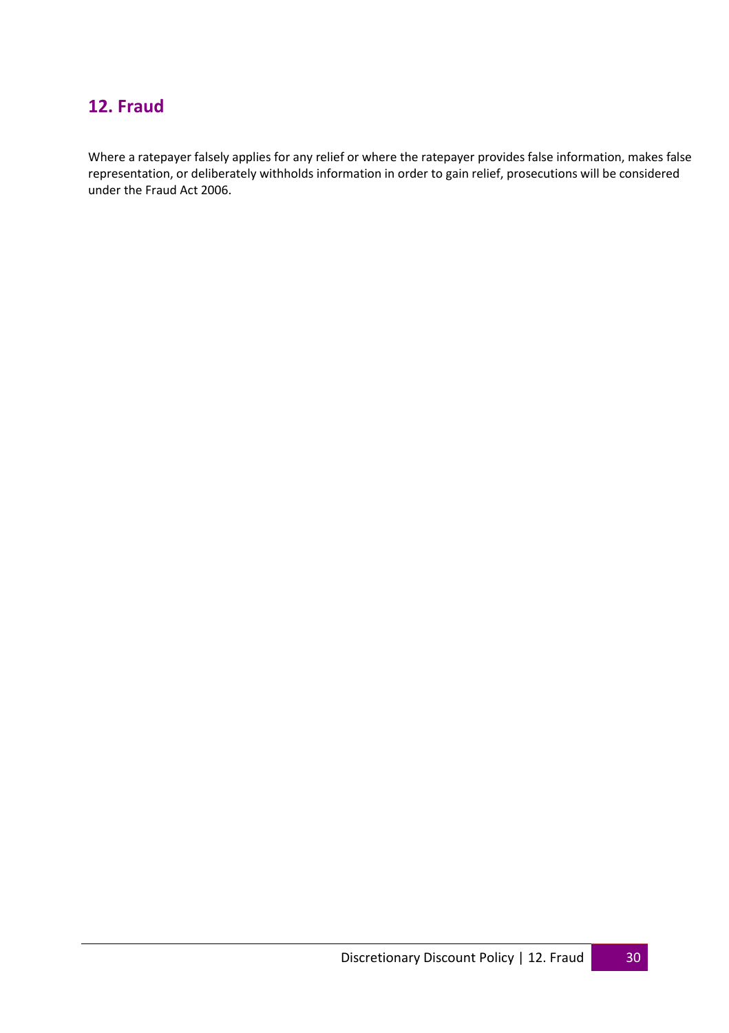## 12. Fraud

Where a ratepayer falsely applies for any relief or where the ratepayer provides false information, makes false representation, or deliberately withholds information in order to gain relief, prosecutions will be considered under the Fraud Act 2006.